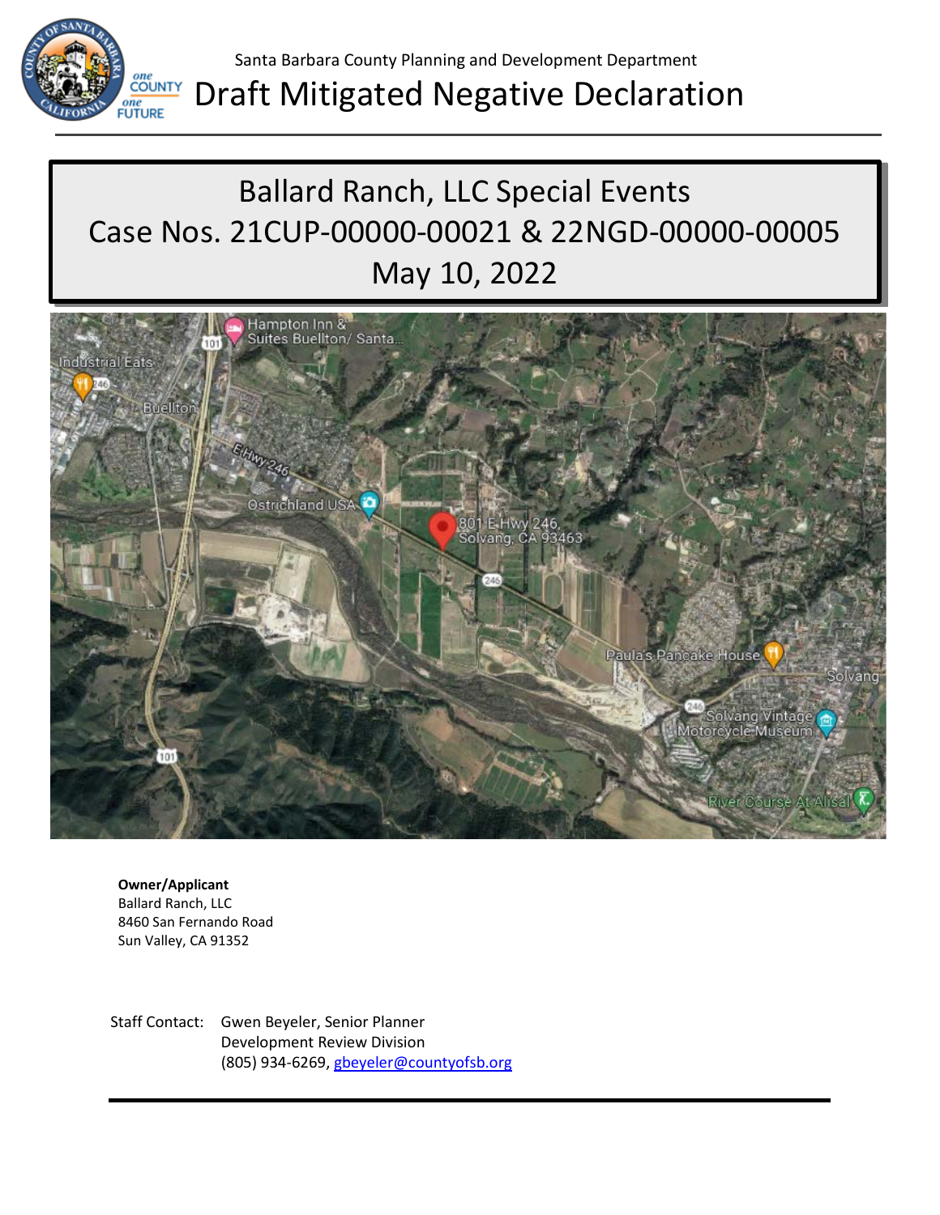Santa Barbara County Planning and Development Department

# Draft Mitigated Negative Declaration

## Ballard Ranch, LLC Special Events
## Case Nos. 21CUP-00000-00021 & 22NGD-00000-00005
## May 10, 2022

**Owner/Applicant**
Ballard Ranch, LLC
8460 San Fernando Road
Sun Valley, CA 91352

Staff Contact: Gwen Beyeler, Senior Planner
Development Review Division
(805) 934-6269, gbeyeler@countyofsb.org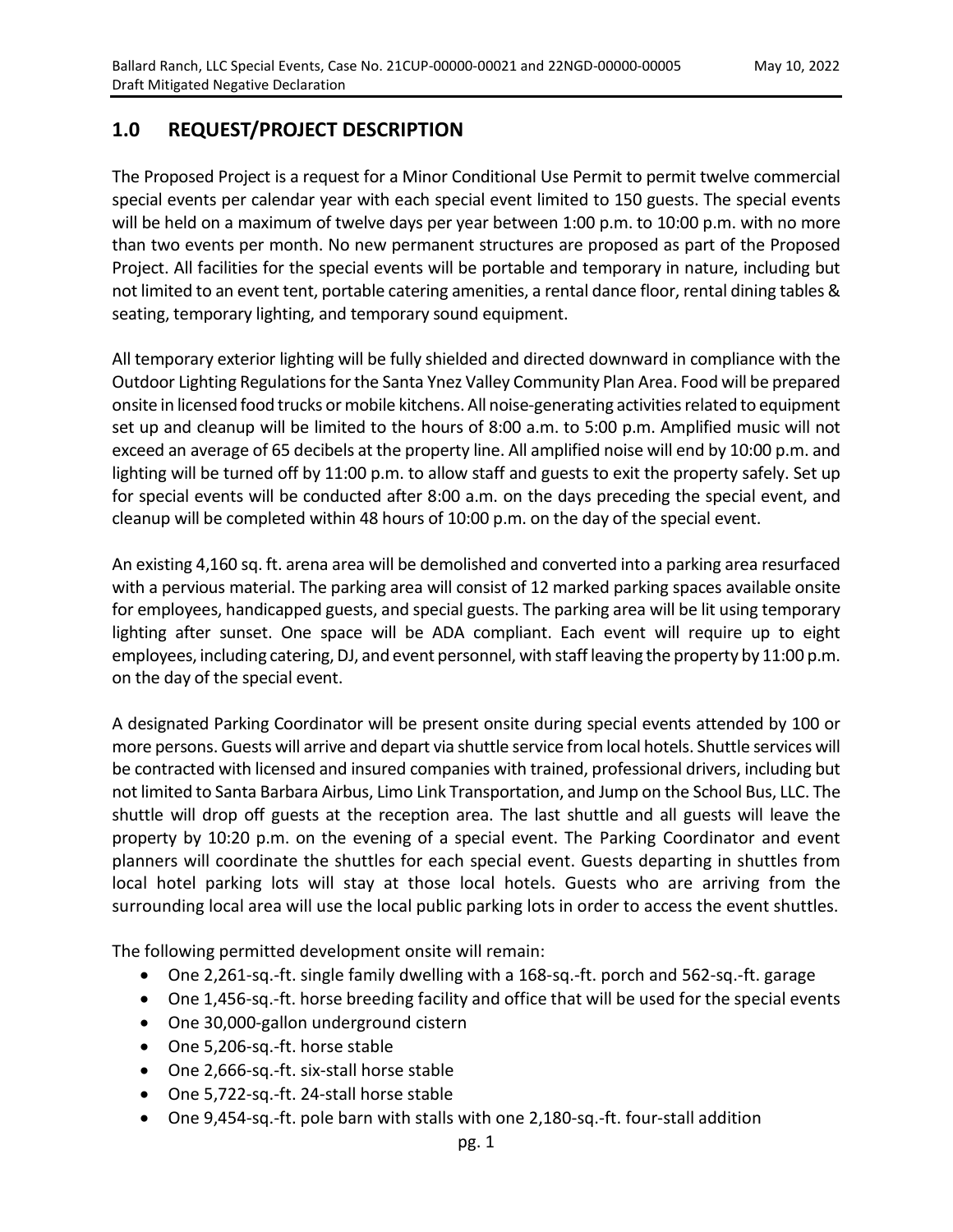## 1.0 REQUEST/PROJECT DESCRIPTION

The Proposed Project is a request for a Minor Conditional Use Permit to permit twelve commercial special events per calendar year with each special event limited to 150 guests. The special events will be held on a maximum of twelve days per year between 1:00 p.m. to 10:00 p.m. with no more than two events per month. No new permanent structures are proposed as part of the Proposed Project. All facilities for the special events will be portable and temporary in nature, including but not limited to an event tent, portable catering amenities, a rental dance floor, rental dining tables & seating, temporary lighting, and temporary sound equipment.

All temporary exterior lighting will be fully shielded and directed downward in compliance with the Outdoor Lighting Regulations for the Santa Ynez Valley Community Plan Area. Food will be prepared onsite in licensed food trucks or mobile kitchens. All noise-generating activities related to equipment set up and cleanup will be limited to the hours of 8:00 a.m. to 5:00 p.m. Amplified music will not exceed an average of 65 decibels at the property line. All amplified noise will end by 10:00 p.m. and lighting will be turned off by 11:00 p.m. to allow staff and guests to exit the property safely. Set up for special events will be conducted after 8:00 a.m. on the days preceding the special event, and cleanup will be completed within 48 hours of 10:00 p.m. on the day of the special event.

An existing 4,160 sq. ft. arena area will be demolished and converted into a parking area resurfaced with a pervious material. The parking area will consist of 12 marked parking spaces available onsite for employees, handicapped guests, and special guests. The parking area will be lit using temporary lighting after sunset. One space will be ADA compliant. Each event will require up to eight employees, including catering, DJ, and event personnel, with staff leaving the property by 11:00 p.m. on the day of the special event.

A designated Parking Coordinator will be present onsite during special events attended by 100 or more persons. Guests will arrive and depart via shuttle service from local hotels. Shuttle services will be contracted with licensed and insured companies with trained, professional drivers, including but not limited to Santa Barbara Airbus, Limo Link Transportation, and Jump on the School Bus, LLC. The shuttle will drop off guests at the reception area. The last shuttle and all guests will leave the property by 10:20 p.m. on the evening of a special event. The Parking Coordinator and event planners will coordinate the shuttles for each special event. Guests departing in shuttles from local hotel parking lots will stay at those local hotels. Guests who are arriving from the surrounding local area will use the local public parking lots in order to access the event shuttles.

The following permitted development onsite will remain:

- One 2,261-sq.-ft. single family dwelling with a 168-sq.-ft. porch and 562-sq.-ft. garage
- One 1,456-sq.-ft. horse breeding facility and office that will be used for the special events
- One 30,000-gallon underground cistern
- One 5,206-sq.-ft. horse stable
- One 2,666-sq.-ft. six-stall horse stable
- One 5,722-sq.-ft. 24-stall horse stable
- One 9,454-sq.-ft. pole barn with stalls with one 2,180-sq.-ft. four-stall addition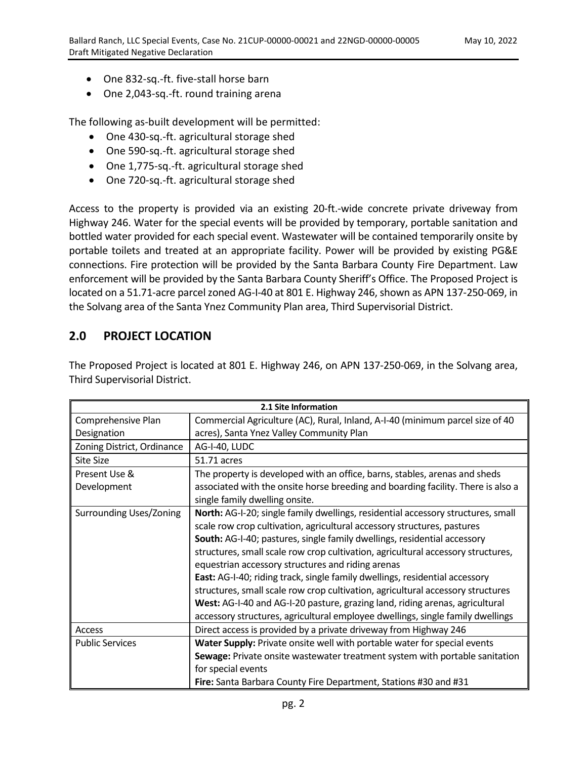- One 832-sq.-ft. five-stall horse barn
- One 2,043-sq.-ft. round training arena

The following as-built development will be permitted:

- One 430-sq.-ft. agricultural storage shed
- One 590-sq.-ft. agricultural storage shed
- One 1,775-sq.-ft. agricultural storage shed
- One 720-sq.-ft. agricultural storage shed

Access to the property is provided via an existing 20-ft.-wide concrete private driveway from Highway 246. Water for the special events will be provided by temporary, portable sanitation and bottled water provided for each special event. Wastewater will be contained temporarily onsite by portable toilets and treated at an appropriate facility. Power will be provided by existing PG&E connections. Fire protection will be provided by the Santa Barbara County Fire Department. Law enforcement will be provided by the Santa Barbara County Sheriff's Office. The Proposed Project is located on a 51.71-acre parcel zoned AG-I-40 at 801 E. Highway 246, shown as APN 137-250-069, in the Solvang area of the Santa Ynez Community Plan area, Third Supervisorial District.

## 2.0 PROJECT LOCATION

The Proposed Project is located at 801 E. Highway 246, on APN 137-250-069, in the Solvang area, Third Supervisorial District.

| 2.1 Site Information | |
|---|---|
| Comprehensive Plan Designation | Commercial Agriculture (AC), Rural, Inland, A-I-40 (minimum parcel size of 40 acres), Santa Ynez Valley Community Plan |
| Zoning District, Ordinance | AG-I-40, LUDC |
| Site Size | 51.71 acres |
| Present Use & Development | The property is developed with an office, barns, stables, arenas and sheds associated with the onsite horse breeding and boarding facility. There is also a single family dwelling onsite. |
| Surrounding Uses/Zoning | **North:** AG-I-20; single family dwellings, residential accessory structures, small scale row crop cultivation, agricultural accessory structures, pastures<br>**South:** AG-I-40; pastures, single family dwellings, residential accessory structures, small scale row crop cultivation, agricultural accessory structures, equestrian accessory structures and riding arenas<br>**East:** AG-I-40; riding track, single family dwellings, residential accessory structures, small scale row crop cultivation, agricultural accessory structures<br>**West:** AG-I-40 and AG-I-20 pasture, grazing land, riding arenas, agricultural accessory structures, agricultural employee dwellings, single family dwellings |
| Access | Direct access is provided by a private driveway from Highway 246 |
| Public Services | **Water Supply:** Private onsite well with portable water for special events<br>**Sewage:** Private onsite wastewater treatment system with portable sanitation for special events<br>**Fire:** Santa Barbara County Fire Department, Stations #30 and #31 |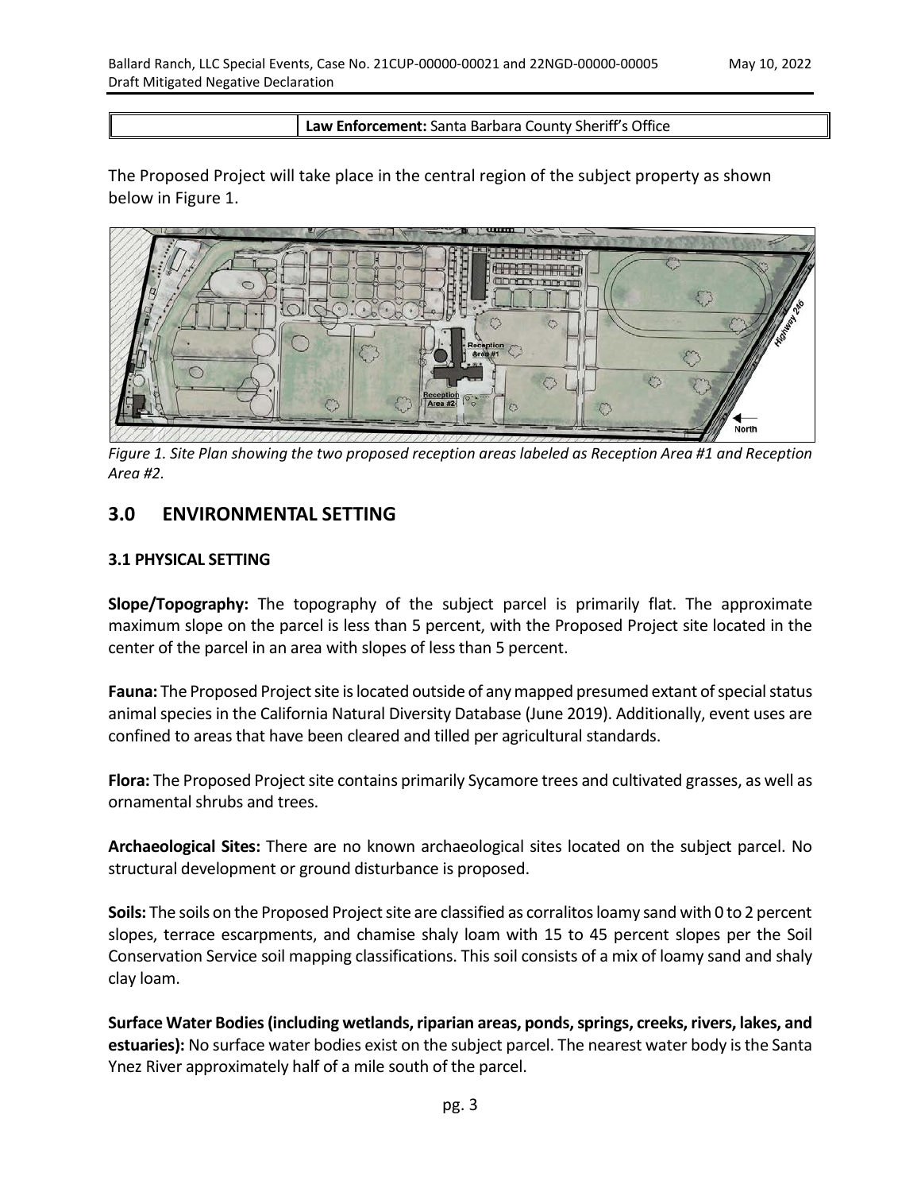| | **Law Enforcement:** Santa Barbara County Sheriff's Office |
|---|---|

The Proposed Project will take place in the central region of the subject property as shown below in Figure 1.

*Figure 1. Site Plan showing the two proposed reception areas labeled as Reception Area #1 and Reception Area #2.*

## 3.0 ENVIRONMENTAL SETTING

### 3.1 PHYSICAL SETTING

**Slope/Topography:** The topography of the subject parcel is primarily flat. The approximate maximum slope on the parcel is less than 5 percent, with the Proposed Project site located in the center of the parcel in an area with slopes of less than 5 percent.

**Fauna:** The Proposed Project site is located outside of any mapped presumed extant of special status animal species in the California Natural Diversity Database (June 2019). Additionally, event uses are confined to areas that have been cleared and tilled per agricultural standards.

**Flora:** The Proposed Project site contains primarily Sycamore trees and cultivated grasses, as well as ornamental shrubs and trees.

**Archaeological Sites:** There are no known archaeological sites located on the subject parcel. No structural development or ground disturbance is proposed.

**Soils:** The soils on the Proposed Project site are classified as corralitos loamy sand with 0 to 2 percent slopes, terrace escarpments, and chamise shaly loam with 15 to 45 percent slopes per the Soil Conservation Service soil mapping classifications. This soil consists of a mix of loamy sand and shaly clay loam.

**Surface Water Bodies (including wetlands, riparian areas, ponds, springs, creeks, rivers, lakes, and estuaries):** No surface water bodies exist on the subject parcel. The nearest water body is the Santa Ynez River approximately half of a mile south of the parcel.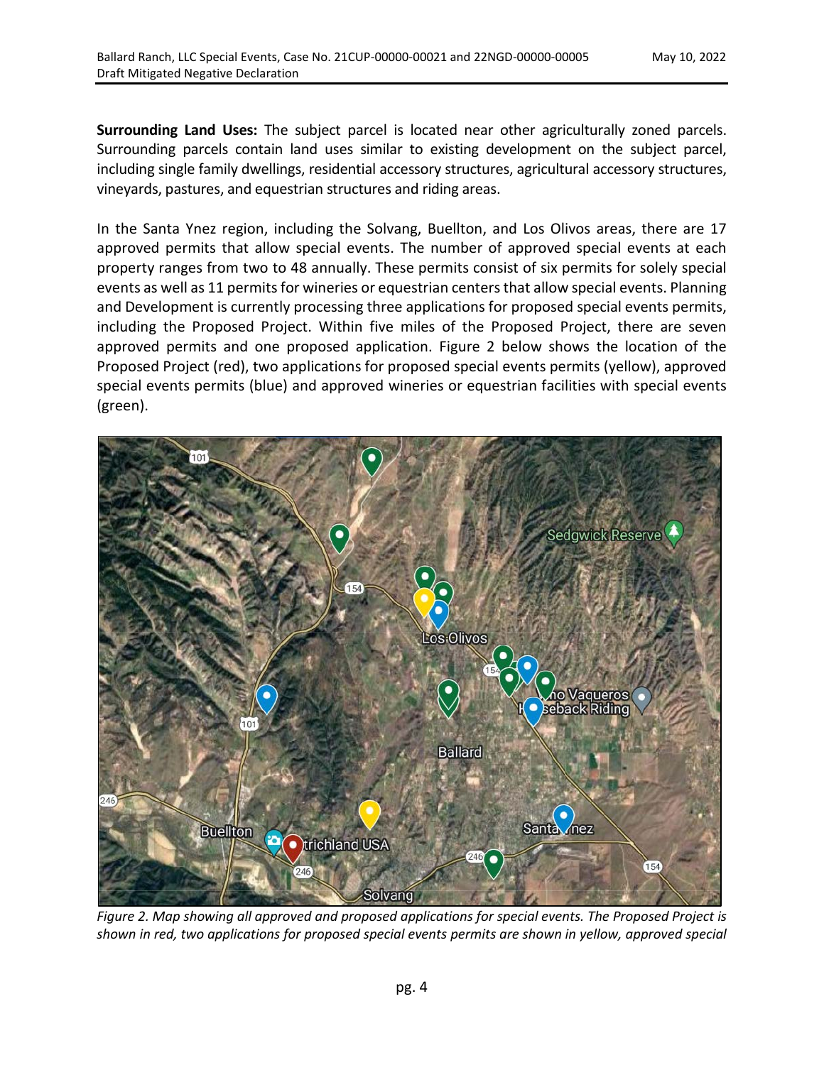**Surrounding Land Uses:** The subject parcel is located near other agriculturally zoned parcels. Surrounding parcels contain land uses similar to existing development on the subject parcel, including single family dwellings, residential accessory structures, agricultural accessory structures, vineyards, pastures, and equestrian structures and riding areas.

In the Santa Ynez region, including the Solvang, Buellton, and Los Olivos areas, there are 17 approved permits that allow special events. The number of approved special events at each property ranges from two to 48 annually. These permits consist of six permits for solely special events as well as 11 permits for wineries or equestrian centers that allow special events. Planning and Development is currently processing three applications for proposed special events permits, including the Proposed Project. Within five miles of the Proposed Project, there are seven approved permits and one proposed application. Figure 2 below shows the location of the Proposed Project (red), two applications for proposed special events permits (yellow), approved special events permits (blue) and approved wineries or equestrian facilities with special events (green).

*Figure 2. Map showing all approved and proposed applications for special events. The Proposed Project is shown in red, two applications for proposed special events permits are shown in yellow, approved special*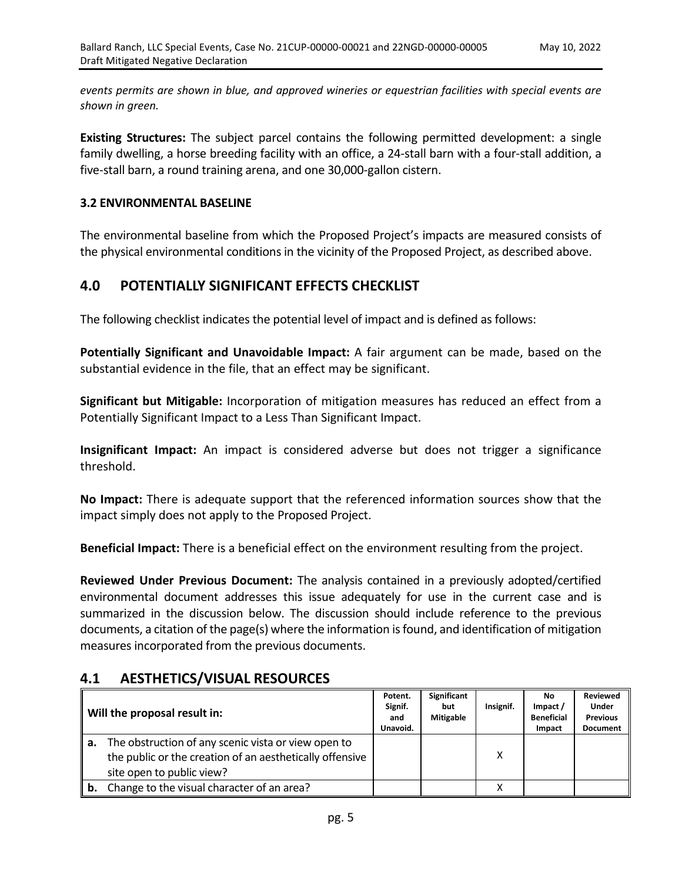*events permits are shown in blue, and approved wineries or equestrian facilities with special events are shown in green.*

**Existing Structures:** The subject parcel contains the following permitted development: a single family dwelling, a horse breeding facility with an office, a 24-stall barn with a four-stall addition, a five-stall barn, a round training arena, and one 30,000-gallon cistern.

### 3.2 ENVIRONMENTAL BASELINE

The environmental baseline from which the Proposed Project's impacts are measured consists of the physical environmental conditions in the vicinity of the Proposed Project, as described above.

## 4.0 POTENTIALLY SIGNIFICANT EFFECTS CHECKLIST

The following checklist indicates the potential level of impact and is defined as follows:

**Potentially Significant and Unavoidable Impact:** A fair argument can be made, based on the substantial evidence in the file, that an effect may be significant.

**Significant but Mitigable:** Incorporation of mitigation measures has reduced an effect from a Potentially Significant Impact to a Less Than Significant Impact.

**Insignificant Impact:** An impact is considered adverse but does not trigger a significance threshold.

**No Impact:** There is adequate support that the referenced information sources show that the impact simply does not apply to the Proposed Project.

**Beneficial Impact:** There is a beneficial effect on the environment resulting from the project.

**Reviewed Under Previous Document:** The analysis contained in a previously adopted/certified environmental document addresses this issue adequately for use in the current case and is summarized in the discussion below. The discussion should include reference to the previous documents, a citation of the page(s) where the information is found, and identification of mitigation measures incorporated from the previous documents.

## 4.1 AESTHETICS/VISUAL RESOURCES

| Will the proposal result in: | Potent. Signif. and Unavoid. | Significant but Mitigable | Insignif. | No Impact / Beneficial Impact | Reviewed Under Previous Document |
|---|---|---|---|---|---|
| **a.** The obstruction of any scenic vista or view open to the public or the creation of an aesthetically offensive site open to public view? | | | X | | |
| **b.** Change to the visual character of an area? | | | X | | |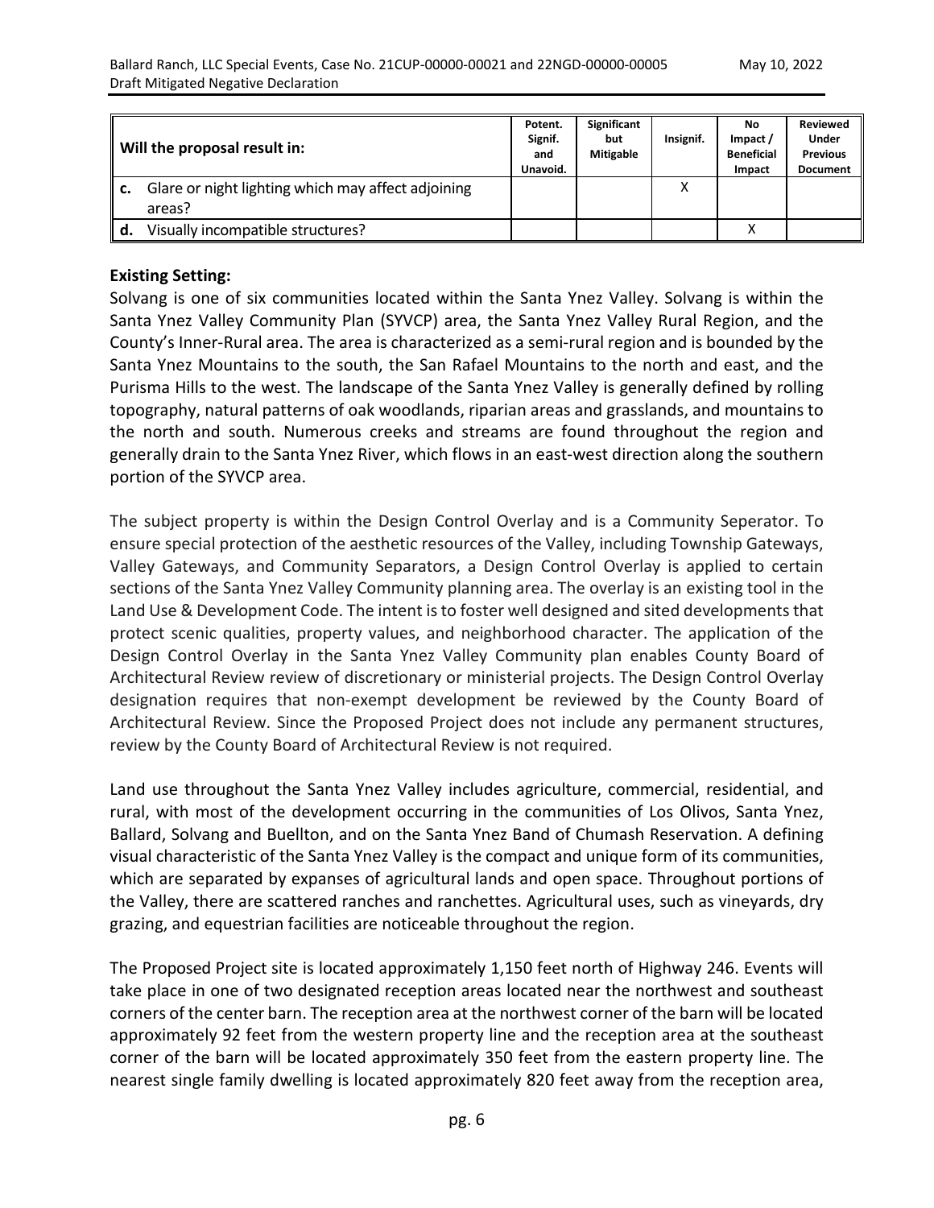| Will the proposal result in: | Potent. Signif. and Unavoid. | Significant but Mitigable | Insignif. | No Impact / Beneficial Impact | Reviewed Under Previous Document |
|---|---|---|---|---|---|
| **c.** Glare or night lighting which may affect adjoining areas? | | | X | | |
| **d.** Visually incompatible structures? | | | | X | |

**Existing Setting:**

Solvang is one of six communities located within the Santa Ynez Valley. Solvang is within the Santa Ynez Valley Community Plan (SYVCP) area, the Santa Ynez Valley Rural Region, and the County's Inner-Rural area. The area is characterized as a semi-rural region and is bounded by the Santa Ynez Mountains to the south, the San Rafael Mountains to the north and east, and the Purisma Hills to the west. The landscape of the Santa Ynez Valley is generally defined by rolling topography, natural patterns of oak woodlands, riparian areas and grasslands, and mountains to the north and south. Numerous creeks and streams are found throughout the region and generally drain to the Santa Ynez River, which flows in an east-west direction along the southern portion of the SYVCP area.

The subject property is within the Design Control Overlay and is a Community Seperator. To ensure special protection of the aesthetic resources of the Valley, including Township Gateways, Valley Gateways, and Community Separators, a Design Control Overlay is applied to certain sections of the Santa Ynez Valley Community planning area. The overlay is an existing tool in the Land Use & Development Code. The intent is to foster well designed and sited developments that protect scenic qualities, property values, and neighborhood character. The application of the Design Control Overlay in the Santa Ynez Valley Community plan enables County Board of Architectural Review review of discretionary or ministerial projects. The Design Control Overlay designation requires that non-exempt development be reviewed by the County Board of Architectural Review. Since the Proposed Project does not include any permanent structures, review by the County Board of Architectural Review is not required.

Land use throughout the Santa Ynez Valley includes agriculture, commercial, residential, and rural, with most of the development occurring in the communities of Los Olivos, Santa Ynez, Ballard, Solvang and Buellton, and on the Santa Ynez Band of Chumash Reservation. A defining visual characteristic of the Santa Ynez Valley is the compact and unique form of its communities, which are separated by expanses of agricultural lands and open space. Throughout portions of the Valley, there are scattered ranches and ranchettes. Agricultural uses, such as vineyards, dry grazing, and equestrian facilities are noticeable throughout the region.

The Proposed Project site is located approximately 1,150 feet north of Highway 246. Events will take place in one of two designated reception areas located near the northwest and southeast corners of the center barn. The reception area at the northwest corner of the barn will be located approximately 92 feet from the western property line and the reception area at the southeast corner of the barn will be located approximately 350 feet from the eastern property line. The nearest single family dwelling is located approximately 820 feet away from the reception area,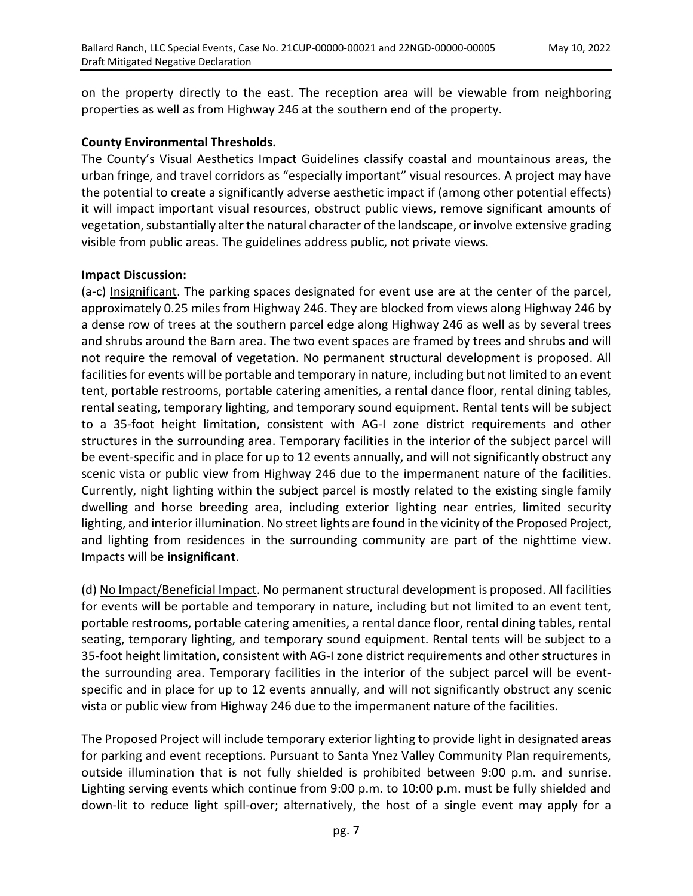on the property directly to the east. The reception area will be viewable from neighboring properties as well as from Highway 246 at the southern end of the property.

**County Environmental Thresholds.**

The County's Visual Aesthetics Impact Guidelines classify coastal and mountainous areas, the urban fringe, and travel corridors as "especially important" visual resources. A project may have the potential to create a significantly adverse aesthetic impact if (among other potential effects) it will impact important visual resources, obstruct public views, remove significant amounts of vegetation, substantially alter the natural character of the landscape, or involve extensive grading visible from public areas. The guidelines address public, not private views.

**Impact Discussion:**

(a-c) <u>Insignificant</u>. The parking spaces designated for event use are at the center of the parcel, approximately 0.25 miles from Highway 246. They are blocked from views along Highway 246 by a dense row of trees at the southern parcel edge along Highway 246 as well as by several trees and shrubs around the Barn area. The two event spaces are framed by trees and shrubs and will not require the removal of vegetation. No permanent structural development is proposed. All facilities for events will be portable and temporary in nature, including but not limited to an event tent, portable restrooms, portable catering amenities, a rental dance floor, rental dining tables, rental seating, temporary lighting, and temporary sound equipment. Rental tents will be subject to a 35-foot height limitation, consistent with AG-I zone district requirements and other structures in the surrounding area. Temporary facilities in the interior of the subject parcel will be event-specific and in place for up to 12 events annually, and will not significantly obstruct any scenic vista or public view from Highway 246 due to the impermanent nature of the facilities. Currently, night lighting within the subject parcel is mostly related to the existing single family dwelling and horse breeding area, including exterior lighting near entries, limited security lighting, and interior illumination. No street lights are found in the vicinity of the Proposed Project, and lighting from residences in the surrounding community are part of the nighttime view. Impacts will be **insignificant**.

(d) <u>No Impact/Beneficial Impact</u>. No permanent structural development is proposed. All facilities for events will be portable and temporary in nature, including but not limited to an event tent, portable restrooms, portable catering amenities, a rental dance floor, rental dining tables, rental seating, temporary lighting, and temporary sound equipment. Rental tents will be subject to a 35-foot height limitation, consistent with AG-I zone district requirements and other structures in the surrounding area. Temporary facilities in the interior of the subject parcel will be event-specific and in place for up to 12 events annually, and will not significantly obstruct any scenic vista or public view from Highway 246 due to the impermanent nature of the facilities.

The Proposed Project will include temporary exterior lighting to provide light in designated areas for parking and event receptions. Pursuant to Santa Ynez Valley Community Plan requirements, outside illumination that is not fully shielded is prohibited between 9:00 p.m. and sunrise. Lighting serving events which continue from 9:00 p.m. to 10:00 p.m. must be fully shielded and down-lit to reduce light spill-over; alternatively, the host of a single event may apply for a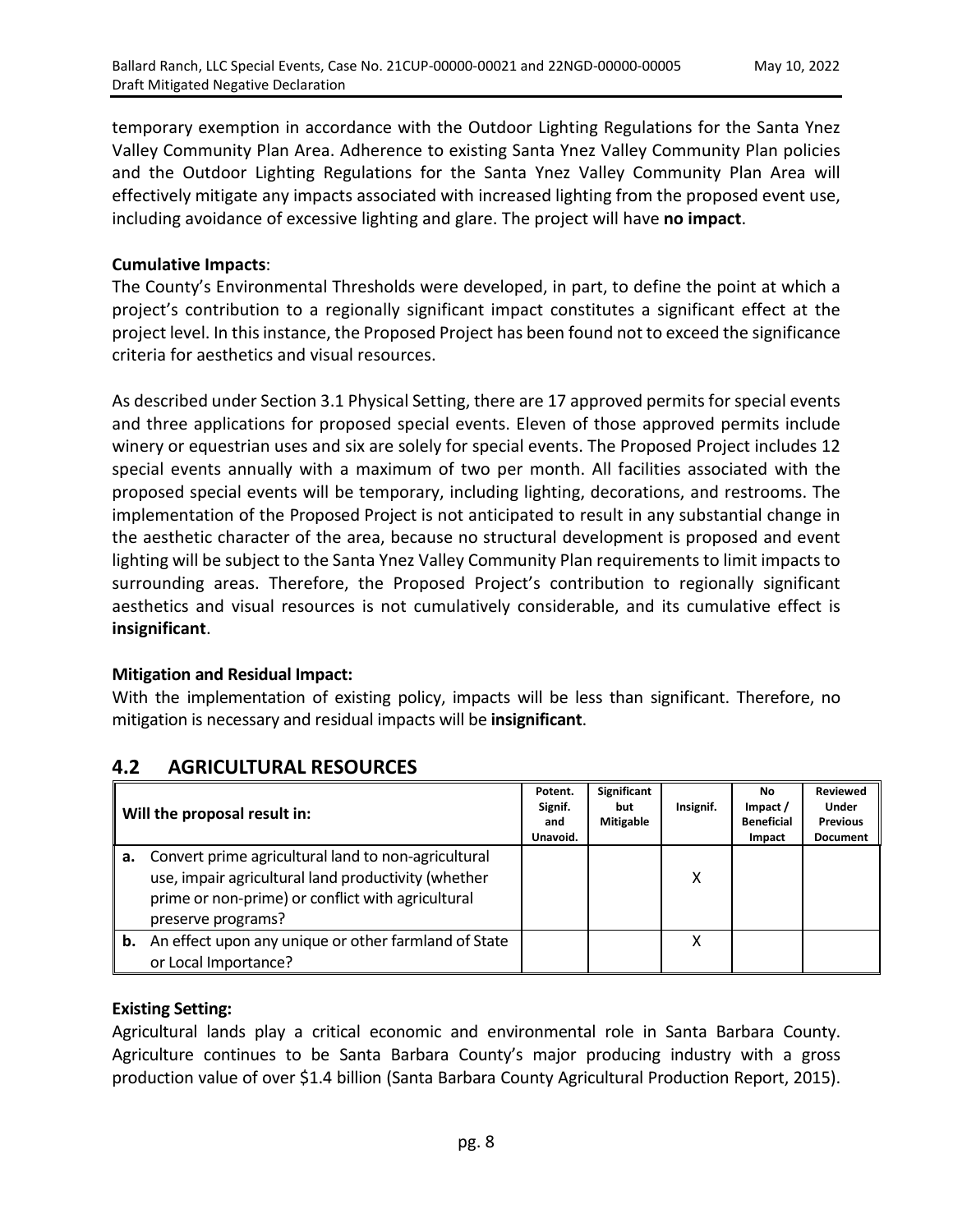temporary exemption in accordance with the Outdoor Lighting Regulations for the Santa Ynez Valley Community Plan Area. Adherence to existing Santa Ynez Valley Community Plan policies and the Outdoor Lighting Regulations for the Santa Ynez Valley Community Plan Area will effectively mitigate any impacts associated with increased lighting from the proposed event use, including avoidance of excessive lighting and glare. The project will have **no impact**.

**Cumulative Impacts**:

The County's Environmental Thresholds were developed, in part, to define the point at which a project's contribution to a regionally significant impact constitutes a significant effect at the project level. In this instance, the Proposed Project has been found not to exceed the significance criteria for aesthetics and visual resources.

As described under Section 3.1 Physical Setting, there are 17 approved permits for special events and three applications for proposed special events. Eleven of those approved permits include winery or equestrian uses and six are solely for special events. The Proposed Project includes 12 special events annually with a maximum of two per month. All facilities associated with the proposed special events will be temporary, including lighting, decorations, and restrooms. The implementation of the Proposed Project is not anticipated to result in any substantial change in the aesthetic character of the area, because no structural development is proposed and event lighting will be subject to the Santa Ynez Valley Community Plan requirements to limit impacts to surrounding areas. Therefore, the Proposed Project's contribution to regionally significant aesthetics and visual resources is not cumulatively considerable, and its cumulative effect is **insignificant**.

**Mitigation and Residual Impact:**

With the implementation of existing policy, impacts will be less than significant. Therefore, no mitigation is necessary and residual impacts will be **insignificant**.

## 4.2 AGRICULTURAL RESOURCES

| Will the proposal result in: | Potent. Signif. and Unavoid. | Significant but Mitigable | Insignif. | No Impact / Beneficial Impact | Reviewed Under Previous Document |
|---|---|---|---|---|---|
| **a.** Convert prime agricultural land to non-agricultural use, impair agricultural land productivity (whether prime or non-prime) or conflict with agricultural preserve programs? | | | X | | |
| **b.** An effect upon any unique or other farmland of State or Local Importance? | | | X | | |

**Existing Setting:**

Agricultural lands play a critical economic and environmental role in Santa Barbara County. Agriculture continues to be Santa Barbara County's major producing industry with a gross production value of over $1.4 billion (Santa Barbara County Agricultural Production Report, 2015).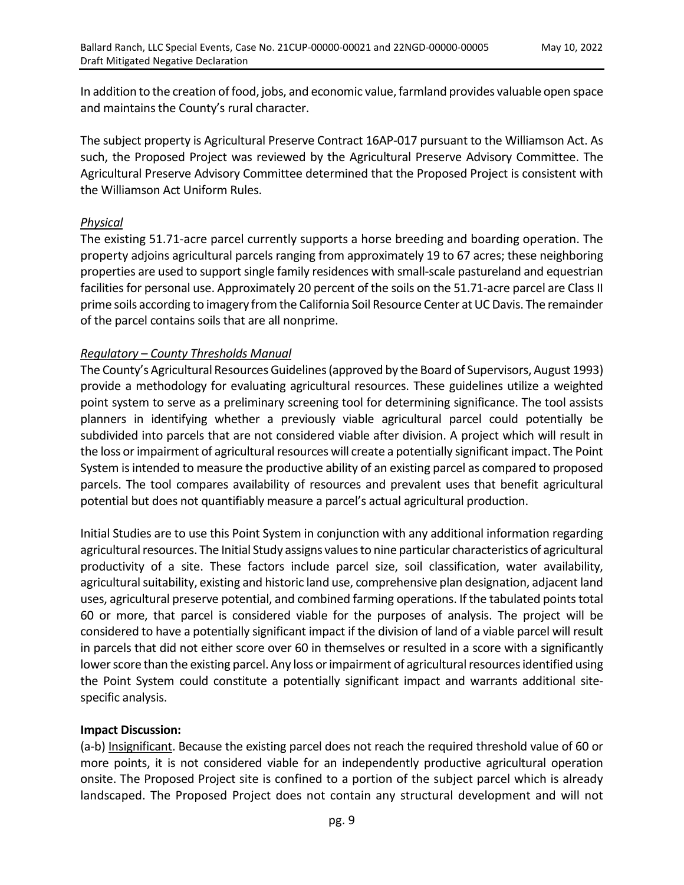In addition to the creation of food, jobs, and economic value, farmland provides valuable open space and maintains the County's rural character.

The subject property is Agricultural Preserve Contract 16AP-017 pursuant to the Williamson Act. As such, the Proposed Project was reviewed by the Agricultural Preserve Advisory Committee. The Agricultural Preserve Advisory Committee determined that the Proposed Project is consistent with the Williamson Act Uniform Rules.

*Physical*

The existing 51.71-acre parcel currently supports a horse breeding and boarding operation. The property adjoins agricultural parcels ranging from approximately 19 to 67 acres; these neighboring properties are used to support single family residences with small-scale pastureland and equestrian facilities for personal use. Approximately 20 percent of the soils on the 51.71-acre parcel are Class II prime soils according to imagery from the California Soil Resource Center at UC Davis. The remainder of the parcel contains soils that are all nonprime.

*Regulatory – County Thresholds Manual*

The County's Agricultural Resources Guidelines (approved by the Board of Supervisors, August 1993) provide a methodology for evaluating agricultural resources. These guidelines utilize a weighted point system to serve as a preliminary screening tool for determining significance. The tool assists planners in identifying whether a previously viable agricultural parcel could potentially be subdivided into parcels that are not considered viable after division. A project which will result in the loss or impairment of agricultural resources will create a potentially significant impact. The Point System is intended to measure the productive ability of an existing parcel as compared to proposed parcels. The tool compares availability of resources and prevalent uses that benefit agricultural potential but does not quantifiably measure a parcel's actual agricultural production.

Initial Studies are to use this Point System in conjunction with any additional information regarding agricultural resources. The Initial Study assigns values to nine particular characteristics of agricultural productivity of a site. These factors include parcel size, soil classification, water availability, agricultural suitability, existing and historic land use, comprehensive plan designation, adjacent land uses, agricultural preserve potential, and combined farming operations. If the tabulated points total 60 or more, that parcel is considered viable for the purposes of analysis. The project will be considered to have a potentially significant impact if the division of land of a viable parcel will result in parcels that did not either score over 60 in themselves or resulted in a score with a significantly lower score than the existing parcel. Any loss or impairment of agricultural resources identified using the Point System could constitute a potentially significant impact and warrants additional site-specific analysis.

**Impact Discussion:**

(a-b) Insignificant. Because the existing parcel does not reach the required threshold value of 60 or more points, it is not considered viable for an independently productive agricultural operation onsite. The Proposed Project site is confined to a portion of the subject parcel which is already landscaped. The Proposed Project does not contain any structural development and will not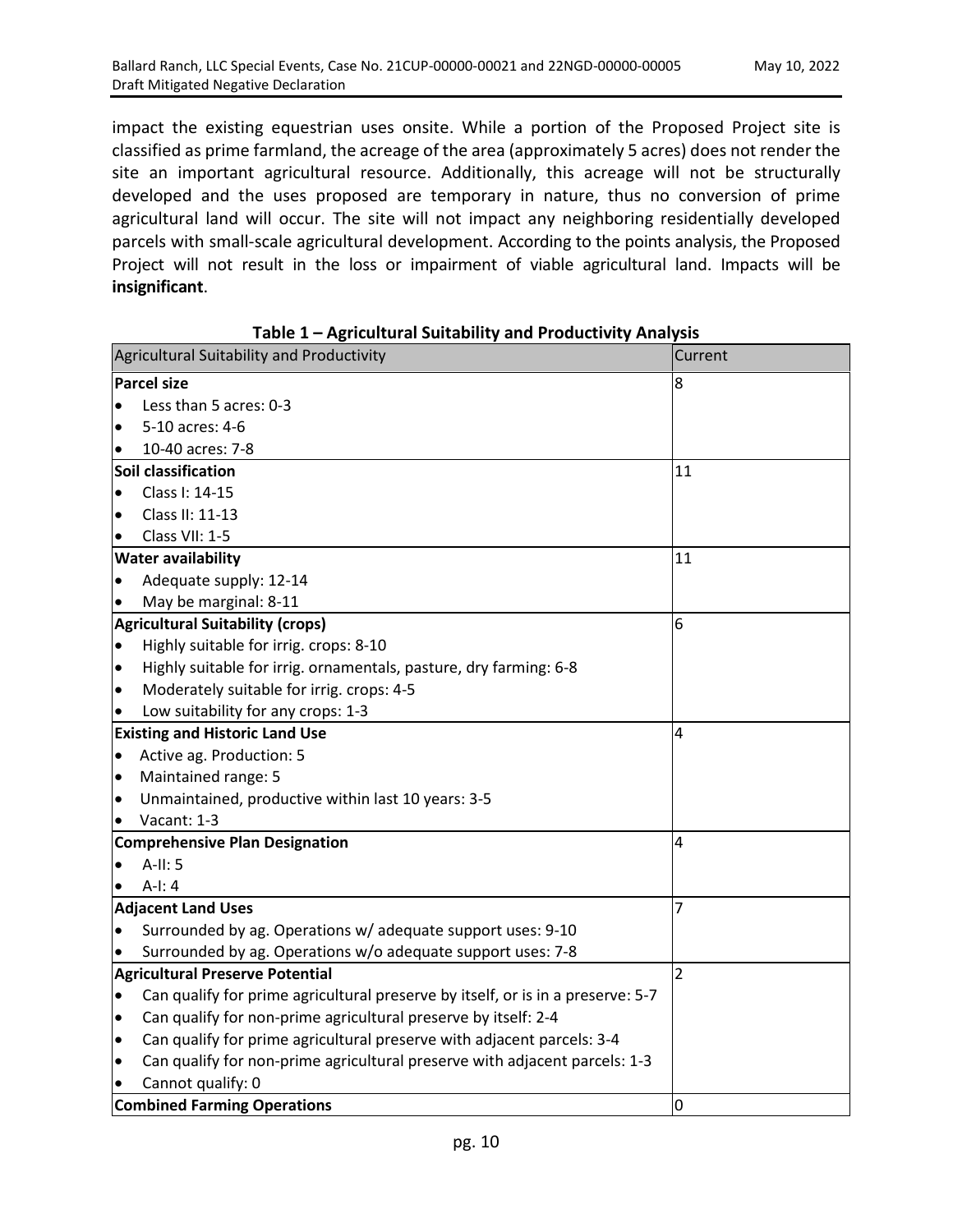impact the existing equestrian uses onsite. While a portion of the Proposed Project site is classified as prime farmland, the acreage of the area (approximately 5 acres) does not render the site an important agricultural resource. Additionally, this acreage will not be structurally developed and the uses proposed are temporary in nature, thus no conversion of prime agricultural land will occur. The site will not impact any neighboring residentially developed parcels with small-scale agricultural development. According to the points analysis, the Proposed Project will not result in the loss or impairment of viable agricultural land. Impacts will be **insignificant**.

**Table 1 – Agricultural Suitability and Productivity Analysis**

| Agricultural Suitability and Productivity | Current |
|---|---|
| **Parcel size**<br>• Less than 5 acres: 0-3<br>• 5-10 acres: 4-6<br>• 10-40 acres: 7-8 | 8 |
| **Soil classification**<br>• Class I: 14-15<br>• Class II: 11-13<br>• Class VII: 1-5 | 11 |
| **Water availability**<br>• Adequate supply: 12-14<br>• May be marginal: 8-11 | 11 |
| **Agricultural Suitability (crops)**<br>• Highly suitable for irrig. crops: 8-10<br>• Highly suitable for irrig. ornamentals, pasture, dry farming: 6-8<br>• Moderately suitable for irrig. crops: 4-5<br>• Low suitability for any crops: 1-3 | 6 |
| **Existing and Historic Land Use**<br>• Active ag. Production: 5<br>• Maintained range: 5<br>• Unmaintained, productive within last 10 years: 3-5<br>• Vacant: 1-3 | 4 |
| **Comprehensive Plan Designation**<br>• A-II: 5<br>• A-I: 4 | 4 |
| **Adjacent Land Uses**<br>• Surrounded by ag. Operations w/ adequate support uses: 9-10<br>• Surrounded by ag. Operations w/o adequate support uses: 7-8 | 7 |
| **Agricultural Preserve Potential**<br>• Can qualify for prime agricultural preserve by itself, or is in a preserve: 5-7<br>• Can qualify for non-prime agricultural preserve by itself: 2-4<br>• Can qualify for prime agricultural preserve with adjacent parcels: 3-4<br>• Can qualify for non-prime agricultural preserve with adjacent parcels: 1-3<br>• Cannot qualify: 0 | 2 |
| **Combined Farming Operations** | 0 |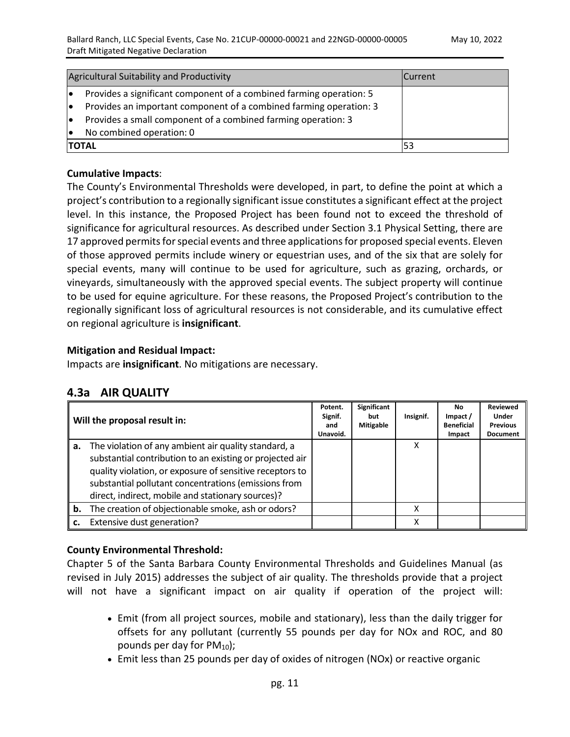| Agricultural Suitability and Productivity | Current |
|---|---|
| • Provides a significant component of a combined farming operation: 5<br>• Provides an important component of a combined farming operation: 3<br>• Provides a small component of a combined farming operation: 3<br>• No combined operation: 0 | |
| **TOTAL** | 53 |

**Cumulative Impacts**:

The County's Environmental Thresholds were developed, in part, to define the point at which a project's contribution to a regionally significant issue constitutes a significant effect at the project level. In this instance, the Proposed Project has been found not to exceed the threshold of significance for agricultural resources. As described under Section 3.1 Physical Setting, there are 17 approved permits for special events and three applications for proposed special events. Eleven of those approved permits include winery or equestrian uses, and of the six that are solely for special events, many will continue to be used for agriculture, such as grazing, orchards, or vineyards, simultaneously with the approved special events. The subject property will continue to be used for equine agriculture. For these reasons, the Proposed Project's contribution to the regionally significant loss of agricultural resources is not considerable, and its cumulative effect on regional agriculture is **insignificant**.

**Mitigation and Residual Impact:**

Impacts are **insignificant**. No mitigations are necessary.

## 4.3a AIR QUALITY

| Will the proposal result in: | Potent. Signif. and Unavoid. | Significant but Mitigable | Insignif. | No Impact / Beneficial Impact | Reviewed Under Previous Document |
|---|---|---|---|---|---|
| **a.** The violation of any ambient air quality standard, a substantial contribution to an existing or projected air quality violation, or exposure of sensitive receptors to substantial pollutant concentrations (emissions from direct, indirect, mobile and stationary sources)? | | | X | | |
| **b.** The creation of objectionable smoke, ash or odors? | | | X | | |
| **c.** Extensive dust generation? | | | X | | |

**County Environmental Threshold:**

Chapter 5 of the Santa Barbara County Environmental Thresholds and Guidelines Manual (as revised in July 2015) addresses the subject of air quality. The thresholds provide that a project will not have a significant impact on air quality if operation of the project will:

- Emit (from all project sources, mobile and stationary), less than the daily trigger for offsets for any pollutant (currently 55 pounds per day for NOx and ROC, and 80 pounds per day for $PM_{10}$);
- Emit less than 25 pounds per day of oxides of nitrogen (NOx) or reactive organic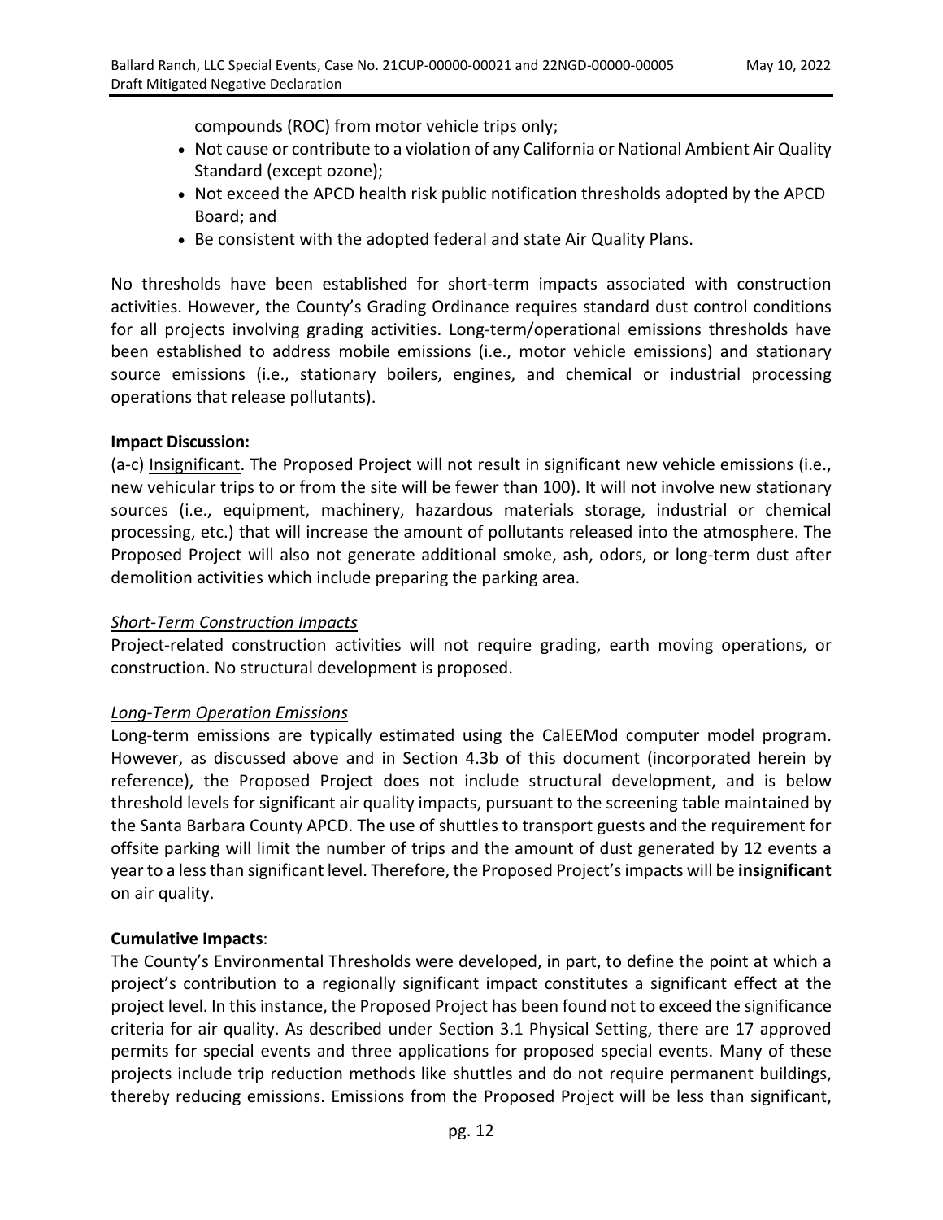compounds (ROC) from motor vehicle trips only;

- Not cause or contribute to a violation of any California or National Ambient Air Quality Standard (except ozone);
- Not exceed the APCD health risk public notification thresholds adopted by the APCD Board; and
- Be consistent with the adopted federal and state Air Quality Plans.

No thresholds have been established for short-term impacts associated with construction activities. However, the County's Grading Ordinance requires standard dust control conditions for all projects involving grading activities. Long-term/operational emissions thresholds have been established to address mobile emissions (i.e., motor vehicle emissions) and stationary source emissions (i.e., stationary boilers, engines, and chemical or industrial processing operations that release pollutants).

**Impact Discussion:**

(a-c) Insignificant. The Proposed Project will not result in significant new vehicle emissions (i.e., new vehicular trips to or from the site will be fewer than 100). It will not involve new stationary sources (i.e., equipment, machinery, hazardous materials storage, industrial or chemical processing, etc.) that will increase the amount of pollutants released into the atmosphere. The Proposed Project will also not generate additional smoke, ash, odors, or long-term dust after demolition activities which include preparing the parking area.

*Short-Term Construction Impacts*

Project-related construction activities will not require grading, earth moving operations, or construction. No structural development is proposed.

*Long-Term Operation Emissions*

Long-term emissions are typically estimated using the CalEEMod computer model program. However, as discussed above and in Section 4.3b of this document (incorporated herein by reference), the Proposed Project does not include structural development, and is below threshold levels for significant air quality impacts, pursuant to the screening table maintained by the Santa Barbara County APCD. The use of shuttles to transport guests and the requirement for offsite parking will limit the number of trips and the amount of dust generated by 12 events a year to a less than significant level. Therefore, the Proposed Project's impacts will be **insignificant** on air quality.

**Cumulative Impacts**:

The County's Environmental Thresholds were developed, in part, to define the point at which a project's contribution to a regionally significant impact constitutes a significant effect at the project level. In this instance, the Proposed Project has been found not to exceed the significance criteria for air quality. As described under Section 3.1 Physical Setting, there are 17 approved permits for special events and three applications for proposed special events. Many of these projects include trip reduction methods like shuttles and do not require permanent buildings, thereby reducing emissions. Emissions from the Proposed Project will be less than significant,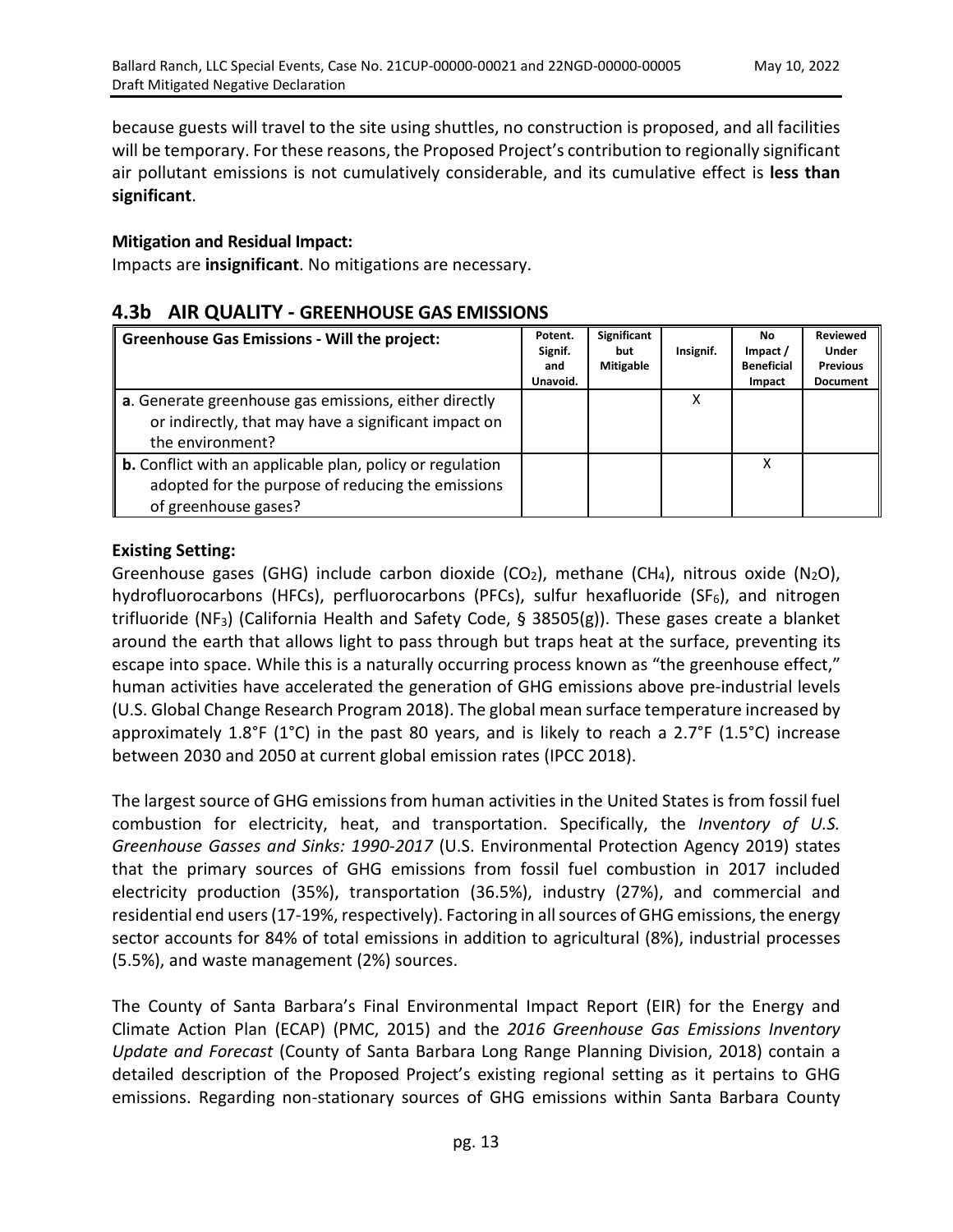because guests will travel to the site using shuttles, no construction is proposed, and all facilities will be temporary. For these reasons, the Proposed Project's contribution to regionally significant air pollutant emissions is not cumulatively considerable, and its cumulative effect is **less than significant**.

**Mitigation and Residual Impact:**
Impacts are **insignificant**. No mitigations are necessary.

## 4.3b AIR QUALITY - GREENHOUSE GAS EMISSIONS

| Greenhouse Gas Emissions - Will the project: | Potent. Signif. and Unavoid. | Significant but Mitigable | Insignif. | No Impact / Beneficial Impact | Reviewed Under Previous Document |
|---|---|---|---|---|---|
| **a**. Generate greenhouse gas emissions, either directly or indirectly, that may have a significant impact on the environment? | | | X | | |
| **b.** Conflict with an applicable plan, policy or regulation adopted for the purpose of reducing the emissions of greenhouse gases? | | | | X | |

**Existing Setting:**
Greenhouse gases (GHG) include carbon dioxide ($CO_2$), methane ($CH_4$), nitrous oxide ($N_2O$), hydrofluorocarbons (HFCs), perfluorocarbons (PFCs), sulfur hexafluoride ($SF_6$), and nitrogen trifluoride ($NF_3$) (California Health and Safety Code, § 38505(g)). These gases create a blanket around the earth that allows light to pass through but traps heat at the surface, preventing its escape into space. While this is a naturally occurring process known as "the greenhouse effect," human activities have accelerated the generation of GHG emissions above pre-industrial levels (U.S. Global Change Research Program 2018). The global mean surface temperature increased by approximately 1.8°F (1°C) in the past 80 years, and is likely to reach a 2.7°F (1.5°C) increase between 2030 and 2050 at current global emission rates (IPCC 2018).

The largest source of GHG emissions from human activities in the United States is from fossil fuel combustion for electricity, heat, and transportation. Specifically, the *Inventory of U.S. Greenhouse Gasses and Sinks: 1990-2017* (U.S. Environmental Protection Agency 2019) states that the primary sources of GHG emissions from fossil fuel combustion in 2017 included electricity production (35%), transportation (36.5%), industry (27%), and commercial and residential end users (17-19%, respectively). Factoring in all sources of GHG emissions, the energy sector accounts for 84% of total emissions in addition to agricultural (8%), industrial processes (5.5%), and waste management (2%) sources.

The County of Santa Barbara's Final Environmental Impact Report (EIR) for the Energy and Climate Action Plan (ECAP) (PMC, 2015) and the *2016 Greenhouse Gas Emissions Inventory Update and Forecast* (County of Santa Barbara Long Range Planning Division, 2018) contain a detailed description of the Proposed Project's existing regional setting as it pertains to GHG emissions. Regarding non-stationary sources of GHG emissions within Santa Barbara County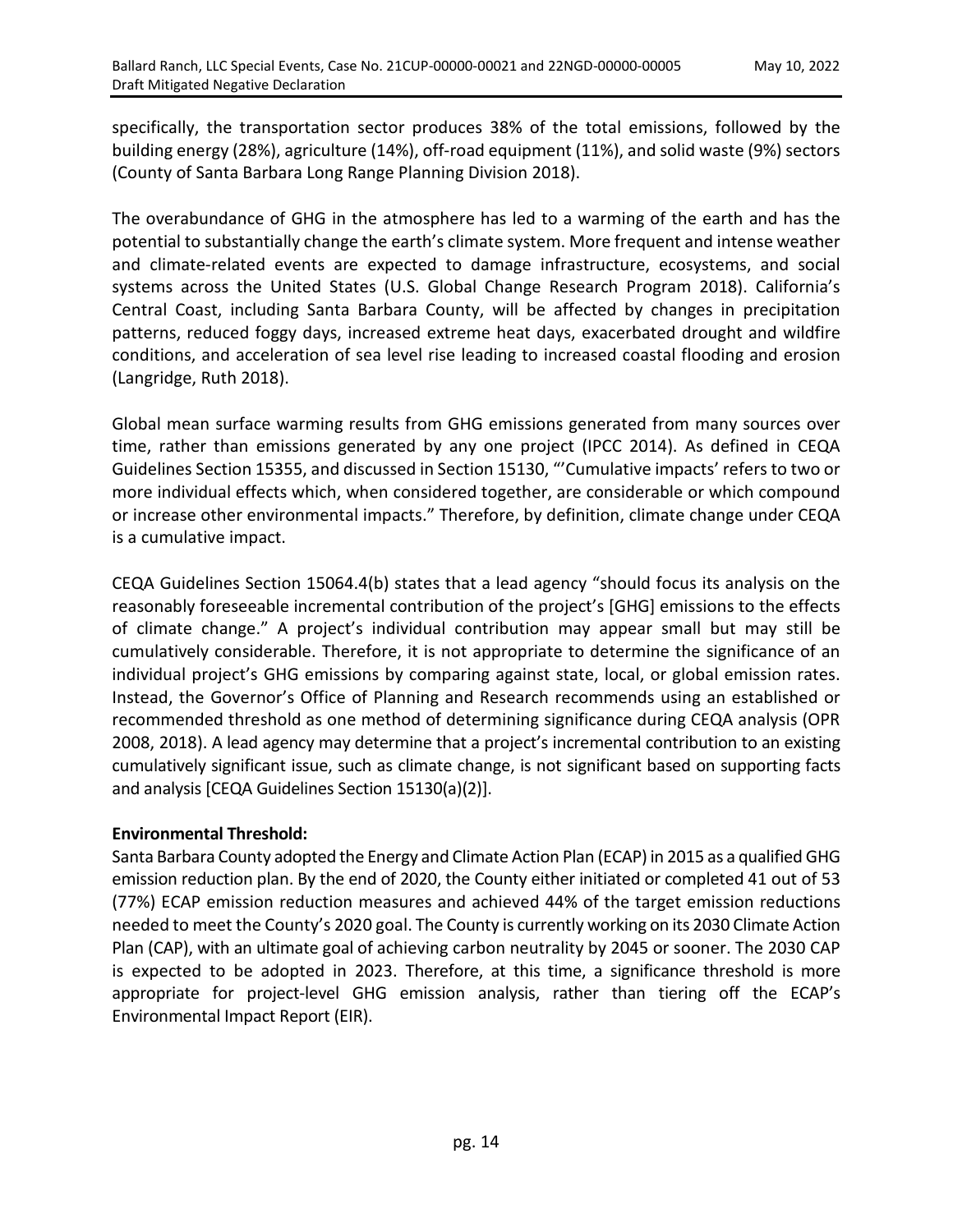specifically, the transportation sector produces 38% of the total emissions, followed by the building energy (28%), agriculture (14%), off-road equipment (11%), and solid waste (9%) sectors (County of Santa Barbara Long Range Planning Division 2018).

The overabundance of GHG in the atmosphere has led to a warming of the earth and has the potential to substantially change the earth's climate system. More frequent and intense weather and climate-related events are expected to damage infrastructure, ecosystems, and social systems across the United States (U.S. Global Change Research Program 2018). California's Central Coast, including Santa Barbara County, will be affected by changes in precipitation patterns, reduced foggy days, increased extreme heat days, exacerbated drought and wildfire conditions, and acceleration of sea level rise leading to increased coastal flooding and erosion (Langridge, Ruth 2018).

Global mean surface warming results from GHG emissions generated from many sources over time, rather than emissions generated by any one project (IPCC 2014). As defined in CEQA Guidelines Section 15355, and discussed in Section 15130, "'Cumulative impacts' refers to two or more individual effects which, when considered together, are considerable or which compound or increase other environmental impacts." Therefore, by definition, climate change under CEQA is a cumulative impact.

CEQA Guidelines Section 15064.4(b) states that a lead agency "should focus its analysis on the reasonably foreseeable incremental contribution of the project's [GHG] emissions to the effects of climate change." A project's individual contribution may appear small but may still be cumulatively considerable. Therefore, it is not appropriate to determine the significance of an individual project's GHG emissions by comparing against state, local, or global emission rates. Instead, the Governor's Office of Planning and Research recommends using an established or recommended threshold as one method of determining significance during CEQA analysis (OPR 2008, 2018). A lead agency may determine that a project's incremental contribution to an existing cumulatively significant issue, such as climate change, is not significant based on supporting facts and analysis [CEQA Guidelines Section 15130(a)(2)].

**Environmental Threshold:**

Santa Barbara County adopted the Energy and Climate Action Plan (ECAP) in 2015 as a qualified GHG emission reduction plan. By the end of 2020, the County either initiated or completed 41 out of 53 (77%) ECAP emission reduction measures and achieved 44% of the target emission reductions needed to meet the County's 2020 goal. The County is currently working on its 2030 Climate Action Plan (CAP), with an ultimate goal of achieving carbon neutrality by 2045 or sooner. The 2030 CAP is expected to be adopted in 2023. Therefore, at this time, a significance threshold is more appropriate for project-level GHG emission analysis, rather than tiering off the ECAP's Environmental Impact Report (EIR).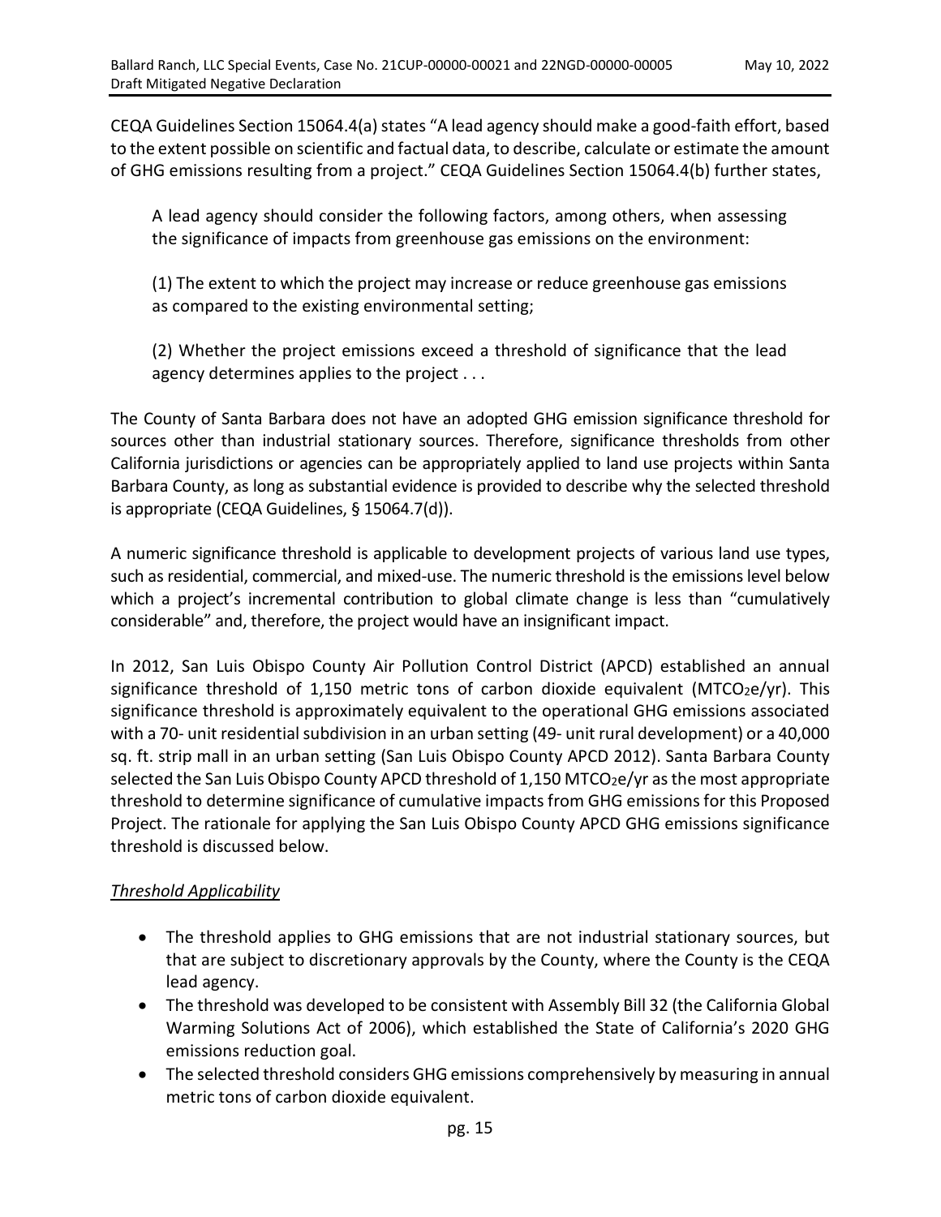CEQA Guidelines Section 15064.4(a) states "A lead agency should make a good-faith effort, based to the extent possible on scientific and factual data, to describe, calculate or estimate the amount of GHG emissions resulting from a project." CEQA Guidelines Section 15064.4(b) further states,

> A lead agency should consider the following factors, among others, when assessing the significance of impacts from greenhouse gas emissions on the environment:
>
> (1) The extent to which the project may increase or reduce greenhouse gas emissions as compared to the existing environmental setting;
>
> (2) Whether the project emissions exceed a threshold of significance that the lead agency determines applies to the project . . .

The County of Santa Barbara does not have an adopted GHG emission significance threshold for sources other than industrial stationary sources. Therefore, significance thresholds from other California jurisdictions or agencies can be appropriately applied to land use projects within Santa Barbara County, as long as substantial evidence is provided to describe why the selected threshold is appropriate (CEQA Guidelines, § 15064.7(d)).

A numeric significance threshold is applicable to development projects of various land use types, such as residential, commercial, and mixed-use. The numeric threshold is the emissions level below which a project's incremental contribution to global climate change is less than "cumulatively considerable" and, therefore, the project would have an insignificant impact.

In 2012, San Luis Obispo County Air Pollution Control District (APCD) established an annual significance threshold of 1,150 metric tons of carbon dioxide equivalent ($MTCO_2e/yr$). This significance threshold is approximately equivalent to the operational GHG emissions associated with a 70- unit residential subdivision in an urban setting (49- unit rural development) or a 40,000 sq. ft. strip mall in an urban setting (San Luis Obispo County APCD 2012). Santa Barbara County selected the San Luis Obispo County APCD threshold of 1,150 $MTCO_2e/yr$ as the most appropriate threshold to determine significance of cumulative impacts from GHG emissions for this Proposed Project. The rationale for applying the San Luis Obispo County APCD GHG emissions significance threshold is discussed below.

*Threshold Applicability*

- The threshold applies to GHG emissions that are not industrial stationary sources, but that are subject to discretionary approvals by the County, where the County is the CEQA lead agency.
- The threshold was developed to be consistent with Assembly Bill 32 (the California Global Warming Solutions Act of 2006), which established the State of California's 2020 GHG emissions reduction goal.
- The selected threshold considers GHG emissions comprehensively by measuring in annual metric tons of carbon dioxide equivalent.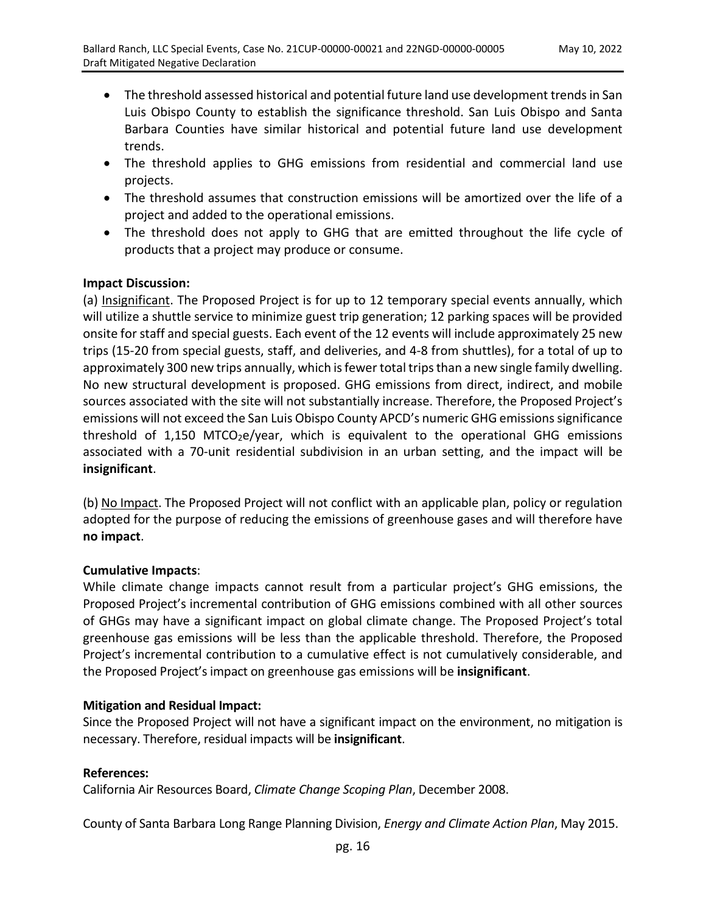- The threshold assessed historical and potential future land use development trends in San Luis Obispo County to establish the significance threshold. San Luis Obispo and Santa Barbara Counties have similar historical and potential future land use development trends.
- The threshold applies to GHG emissions from residential and commercial land use projects.
- The threshold assumes that construction emissions will be amortized over the life of a project and added to the operational emissions.
- The threshold does not apply to GHG that are emitted throughout the life cycle of products that a project may produce or consume.

**Impact Discussion:**

(a) Insignificant. The Proposed Project is for up to 12 temporary special events annually, which will utilize a shuttle service to minimize guest trip generation; 12 parking spaces will be provided onsite for staff and special guests. Each event of the 12 events will include approximately 25 new trips (15-20 from special guests, staff, and deliveries, and 4-8 from shuttles), for a total of up to approximately 300 new trips annually, which is fewer total trips than a new single family dwelling. No new structural development is proposed. GHG emissions from direct, indirect, and mobile sources associated with the site will not substantially increase. Therefore, the Proposed Project's emissions will not exceed the San Luis Obispo County APCD's numeric GHG emissions significance threshold of 1,150 $MTCO_2e$/year, which is equivalent to the operational GHG emissions associated with a 70-unit residential subdivision in an urban setting, and the impact will be **insignificant**.

(b) No Impact. The Proposed Project will not conflict with an applicable plan, policy or regulation adopted for the purpose of reducing the emissions of greenhouse gases and will therefore have **no impact**.

**Cumulative Impacts**:

While climate change impacts cannot result from a particular project's GHG emissions, the Proposed Project's incremental contribution of GHG emissions combined with all other sources of GHGs may have a significant impact on global climate change. The Proposed Project's total greenhouse gas emissions will be less than the applicable threshold. Therefore, the Proposed Project's incremental contribution to a cumulative effect is not cumulatively considerable, and the Proposed Project's impact on greenhouse gas emissions will be **insignificant**.

**Mitigation and Residual Impact:**

Since the Proposed Project will not have a significant impact on the environment, no mitigation is necessary. Therefore, residual impacts will be **insignificant**.

**References:**

California Air Resources Board, *Climate Change Scoping Plan*, December 2008.

County of Santa Barbara Long Range Planning Division, *Energy and Climate Action Plan*, May 2015.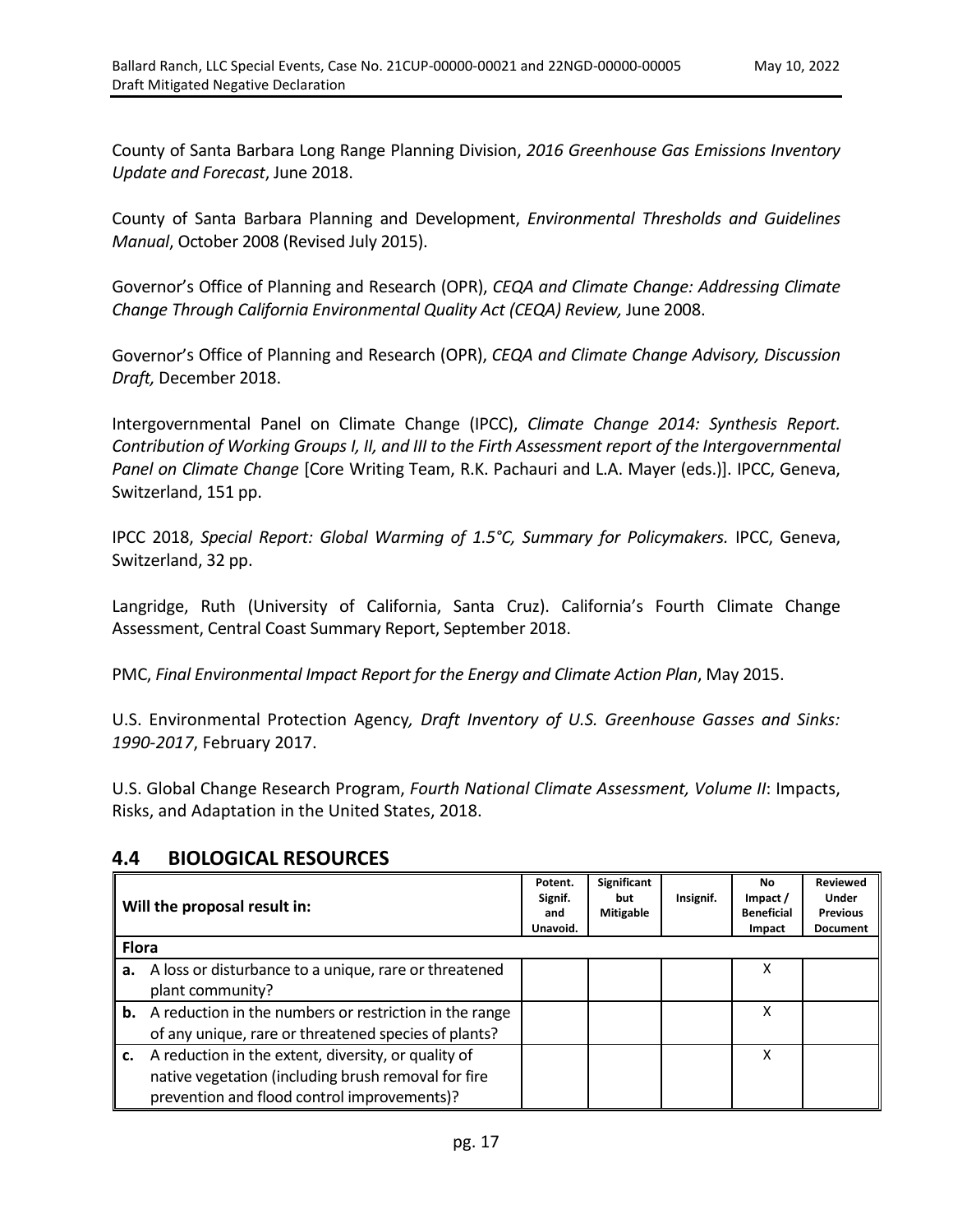County of Santa Barbara Long Range Planning Division, *2016 Greenhouse Gas Emissions Inventory Update and Forecast*, June 2018.

County of Santa Barbara Planning and Development, *Environmental Thresholds and Guidelines Manual*, October 2008 (Revised July 2015).

Governor's Office of Planning and Research (OPR), *CEQA and Climate Change: Addressing Climate Change Through California Environmental Quality Act (CEQA) Review,* June 2008.

Governor's Office of Planning and Research (OPR), *CEQA and Climate Change Advisory, Discussion Draft,* December 2018.

Intergovernmental Panel on Climate Change (IPCC), *Climate Change 2014: Synthesis Report. Contribution of Working Groups I, II, and III to the Firth Assessment report of the Intergovernmental Panel on Climate Change* [Core Writing Team, R.K. Pachauri and L.A. Mayer (eds.)]. IPCC, Geneva, Switzerland, 151 pp.

IPCC 2018, *Special Report: Global Warming of 1.5°C, Summary for Policymakers.* IPCC, Geneva, Switzerland, 32 pp.

Langridge, Ruth (University of California, Santa Cruz). California's Fourth Climate Change Assessment, Central Coast Summary Report, September 2018.

PMC, *Final Environmental Impact Report for the Energy and Climate Action Plan*, May 2015.

U.S. Environmental Protection Agency, *Draft Inventory of U.S. Greenhouse Gasses and Sinks: 1990-2017*, February 2017.

U.S. Global Change Research Program, *Fourth National Climate Assessment, Volume II*: Impacts, Risks, and Adaptation in the United States, 2018.

## 4.4 BIOLOGICAL RESOURCES

| Will the proposal result in: | Potent. Signif. and Unavoid. | Significant but Mitigable | Insignif. | No Impact / Beneficial Impact | Reviewed Under Previous Document |
|---|---|---|---|---|---|
| **Flora** | | | | | |
| **a.** A loss or disturbance to a unique, rare or threatened plant community? | | | | X | |
| **b.** A reduction in the numbers or restriction in the range of any unique, rare or threatened species of plants? | | | | X | |
| **c.** A reduction in the extent, diversity, or quality of native vegetation (including brush removal for fire prevention and flood control improvements)? | | | | X | |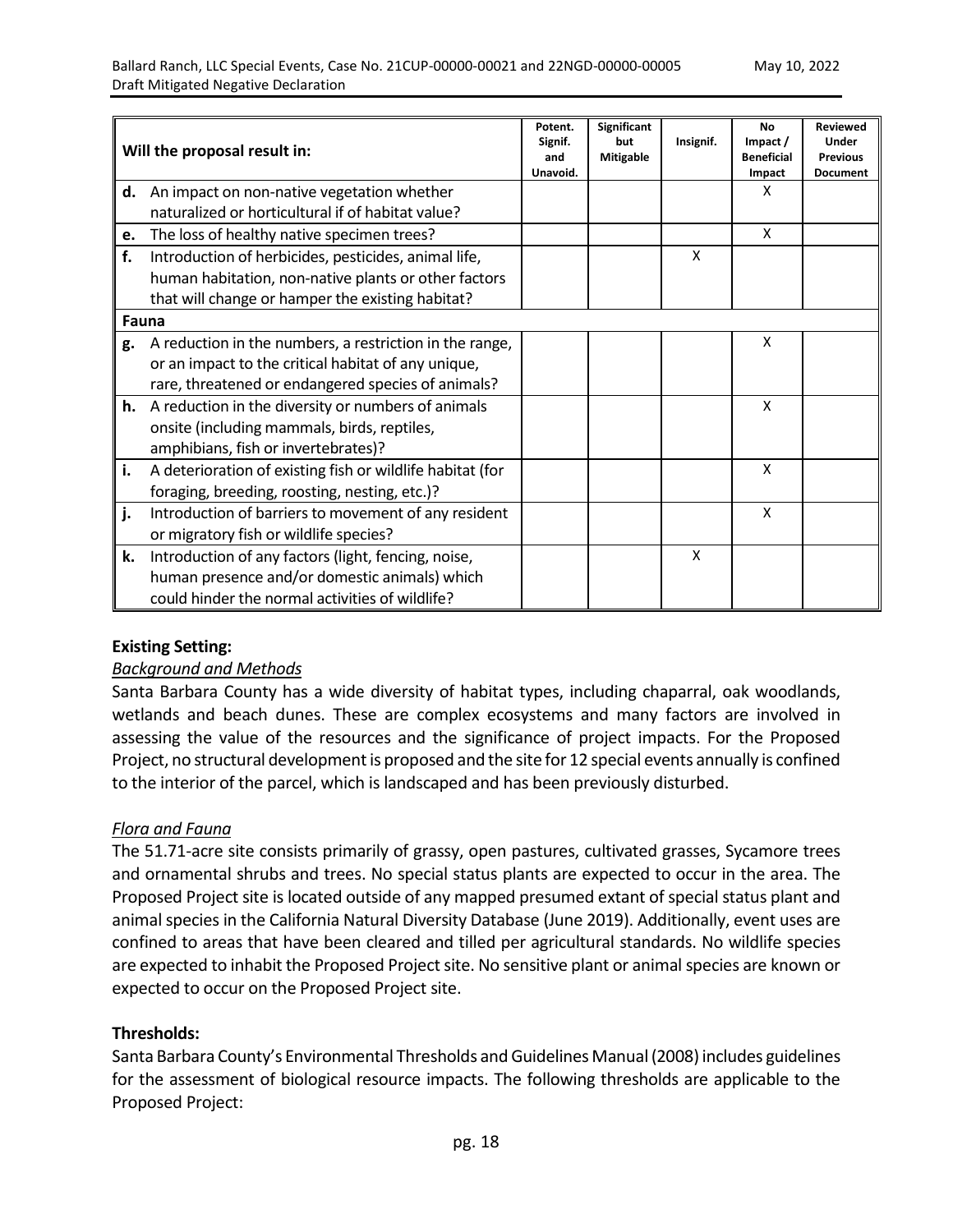| Will the proposal result in: | Potent. Signif. and Unavoid. | Significant but Mitigable | Insignif. | No Impact / Beneficial Impact | Reviewed Under Previous Document |
|---|---|---|---|---|---|
| **d.** An impact on non-native vegetation whether naturalized or horticultural if of habitat value? | | | | X | |
| **e.** The loss of healthy native specimen trees? | | | | X | |
| **f.** Introduction of herbicides, pesticides, animal life, human habitation, non-native plants or other factors that will change or hamper the existing habitat? | | | X | | |
| **Fauna** | | | | | |
| **g.** A reduction in the numbers, a restriction in the range, or an impact to the critical habitat of any unique, rare, threatened or endangered species of animals? | | | | X | |
| **h.** A reduction in the diversity or numbers of animals onsite (including mammals, birds, reptiles, amphibians, fish or invertebrates)? | | | | X | |
| **i.** A deterioration of existing fish or wildlife habitat (for foraging, breeding, roosting, nesting, etc.)? | | | | X | |
| **j.** Introduction of barriers to movement of any resident or migratory fish or wildlife species? | | | | X | |
| **k.** Introduction of any factors (light, fencing, noise, human presence and/or domestic animals) which could hinder the normal activities of wildlife? | | | X | | |

**Existing Setting:**

*Background and Methods*

Santa Barbara County has a wide diversity of habitat types, including chaparral, oak woodlands, wetlands and beach dunes. These are complex ecosystems and many factors are involved in assessing the value of the resources and the significance of project impacts. For the Proposed Project, no structural development is proposed and the site for 12 special events annually is confined to the interior of the parcel, which is landscaped and has been previously disturbed.

*Flora and Fauna*

The 51.71-acre site consists primarily of grassy, open pastures, cultivated grasses, Sycamore trees and ornamental shrubs and trees. No special status plants are expected to occur in the area. The Proposed Project site is located outside of any mapped presumed extant of special status plant and animal species in the California Natural Diversity Database (June 2019). Additionally, event uses are confined to areas that have been cleared and tilled per agricultural standards. No wildlife species are expected to inhabit the Proposed Project site. No sensitive plant or animal species are known or expected to occur on the Proposed Project site.

**Thresholds:**

Santa Barbara County's Environmental Thresholds and Guidelines Manual (2008) includes guidelines for the assessment of biological resource impacts. The following thresholds are applicable to the Proposed Project: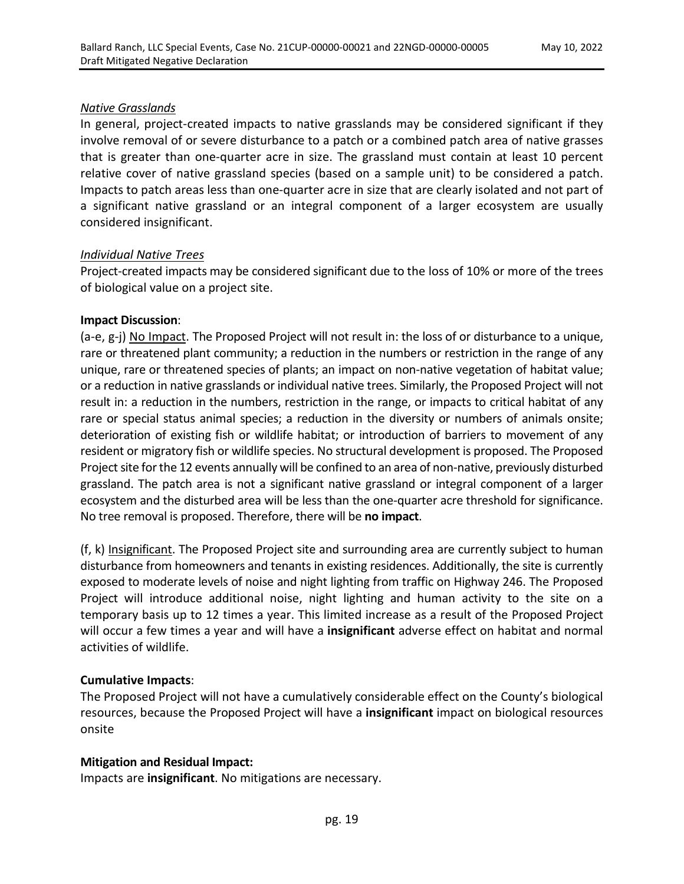*Native Grasslands*

In general, project-created impacts to native grasslands may be considered significant if they involve removal of or severe disturbance to a patch or a combined patch area of native grasses that is greater than one-quarter acre in size. The grassland must contain at least 10 percent relative cover of native grassland species (based on a sample unit) to be considered a patch. Impacts to patch areas less than one-quarter acre in size that are clearly isolated and not part of a significant native grassland or an integral component of a larger ecosystem are usually considered insignificant.

*Individual Native Trees*

Project-created impacts may be considered significant due to the loss of 10% or more of the trees of biological value on a project site.

**Impact Discussion**:

(a-e, g-j) <u>No Impact</u>. The Proposed Project will not result in: the loss of or disturbance to a unique, rare or threatened plant community; a reduction in the numbers or restriction in the range of any unique, rare or threatened species of plants; an impact on non-native vegetation of habitat value; or a reduction in native grasslands or individual native trees. Similarly, the Proposed Project will not result in: a reduction in the numbers, restriction in the range, or impacts to critical habitat of any rare or special status animal species; a reduction in the diversity or numbers of animals onsite; deterioration of existing fish or wildlife habitat; or introduction of barriers to movement of any resident or migratory fish or wildlife species. No structural development is proposed. The Proposed Project site for the 12 events annually will be confined to an area of non-native, previously disturbed grassland. The patch area is not a significant native grassland or integral component of a larger ecosystem and the disturbed area will be less than the one-quarter acre threshold for significance. No tree removal is proposed. Therefore, there will be **no impact**.

(f, k) <u>Insignificant</u>. The Proposed Project site and surrounding area are currently subject to human disturbance from homeowners and tenants in existing residences. Additionally, the site is currently exposed to moderate levels of noise and night lighting from traffic on Highway 246. The Proposed Project will introduce additional noise, night lighting and human activity to the site on a temporary basis up to 12 times a year. This limited increase as a result of the Proposed Project will occur a few times a year and will have a **insignificant** adverse effect on habitat and normal activities of wildlife.

**Cumulative Impacts**:

The Proposed Project will not have a cumulatively considerable effect on the County's biological resources, because the Proposed Project will have a **insignificant** impact on biological resources onsite

**Mitigation and Residual Impact:**

Impacts are **insignificant**. No mitigations are necessary.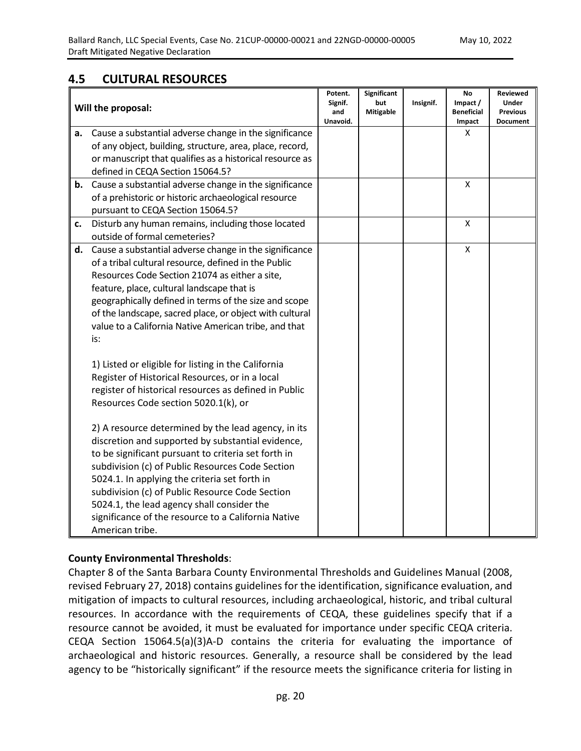## 4.5 CULTURAL RESOURCES

| Will the proposal: | Potent. Signif. and Unavoid. | Significant but Mitigable | Insignif. | No Impact / Beneficial Impact | Reviewed Under Previous Document |
|---|---|---|---|---|---|
| **a.** Cause a substantial adverse change in the significance of any object, building, structure, area, place, record, or manuscript that qualifies as a historical resource as defined in CEQA Section 15064.5? | | | | X | |
| **b.** Cause a substantial adverse change in the significance of a prehistoric or historic archaeological resource pursuant to CEQA Section 15064.5? | | | | X | |
| **c.** Disturb any human remains, including those located outside of formal cemeteries? | | | | X | |
| **d.** Cause a substantial adverse change in the significance of a tribal cultural resource, defined in the Public Resources Code Section 21074 as either a site, feature, place, cultural landscape that is geographically defined in terms of the size and scope of the landscape, sacred place, or object with cultural value to a California Native American tribe, and that is:<br><br>1) Listed or eligible for listing in the California Register of Historical Resources, or in a local register of historical resources as defined in Public Resources Code section 5020.1(k), or<br><br>2) A resource determined by the lead agency, in its discretion and supported by substantial evidence, to be significant pursuant to criteria set forth in subdivision (c) of Public Resources Code Section 5024.1. In applying the criteria set forth in subdivision (c) of Public Resource Code Section 5024.1, the lead agency shall consider the significance of the resource to a California Native American tribe. | | | | X | |

**County Environmental Thresholds**:

Chapter 8 of the Santa Barbara County Environmental Thresholds and Guidelines Manual (2008, revised February 27, 2018) contains guidelines for the identification, significance evaluation, and mitigation of impacts to cultural resources, including archaeological, historic, and tribal cultural resources. In accordance with the requirements of CEQA, these guidelines specify that if a resource cannot be avoided, it must be evaluated for importance under specific CEQA criteria. CEQA Section 15064.5(a)(3)A-D contains the criteria for evaluating the importance of archaeological and historic resources. Generally, a resource shall be considered by the lead agency to be "historically significant" if the resource meets the significance criteria for listing in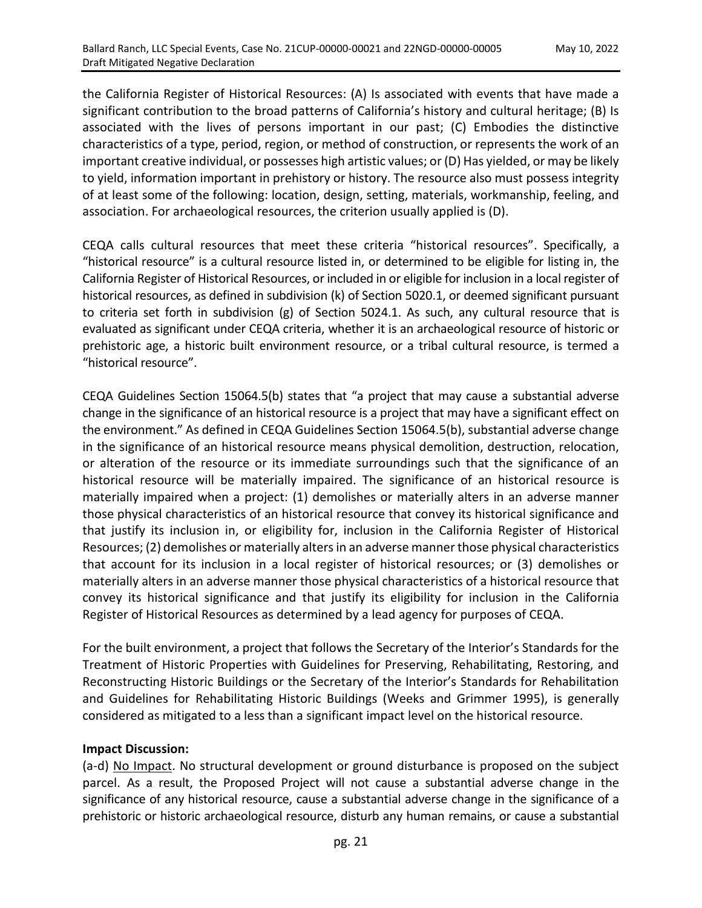the California Register of Historical Resources: (A) Is associated with events that have made a significant contribution to the broad patterns of California's history and cultural heritage; (B) Is associated with the lives of persons important in our past; (C) Embodies the distinctive characteristics of a type, period, region, or method of construction, or represents the work of an important creative individual, or possesses high artistic values; or (D) Has yielded, or may be likely to yield, information important in prehistory or history. The resource also must possess integrity of at least some of the following: location, design, setting, materials, workmanship, feeling, and association. For archaeological resources, the criterion usually applied is (D).

CEQA calls cultural resources that meet these criteria "historical resources". Specifically, a "historical resource" is a cultural resource listed in, or determined to be eligible for listing in, the California Register of Historical Resources, or included in or eligible for inclusion in a local register of historical resources, as defined in subdivision (k) of Section 5020.1, or deemed significant pursuant to criteria set forth in subdivision (g) of Section 5024.1. As such, any cultural resource that is evaluated as significant under CEQA criteria, whether it is an archaeological resource of historic or prehistoric age, a historic built environment resource, or a tribal cultural resource, is termed a "historical resource".

CEQA Guidelines Section 15064.5(b) states that "a project that may cause a substantial adverse change in the significance of an historical resource is a project that may have a significant effect on the environment." As defined in CEQA Guidelines Section 15064.5(b), substantial adverse change in the significance of an historical resource means physical demolition, destruction, relocation, or alteration of the resource or its immediate surroundings such that the significance of an historical resource will be materially impaired. The significance of an historical resource is materially impaired when a project: (1) demolishes or materially alters in an adverse manner those physical characteristics of an historical resource that convey its historical significance and that justify its inclusion in, or eligibility for, inclusion in the California Register of Historical Resources; (2) demolishes or materially alters in an adverse manner those physical characteristics that account for its inclusion in a local register of historical resources; or (3) demolishes or materially alters in an adverse manner those physical characteristics of a historical resource that convey its historical significance and that justify its eligibility for inclusion in the California Register of Historical Resources as determined by a lead agency for purposes of CEQA.

For the built environment, a project that follows the Secretary of the Interior's Standards for the Treatment of Historic Properties with Guidelines for Preserving, Rehabilitating, Restoring, and Reconstructing Historic Buildings or the Secretary of the Interior's Standards for Rehabilitation and Guidelines for Rehabilitating Historic Buildings (Weeks and Grimmer 1995), is generally considered as mitigated to a less than a significant impact level on the historical resource.

**Impact Discussion:**

(a-d) No Impact. No structural development or ground disturbance is proposed on the subject parcel. As a result, the Proposed Project will not cause a substantial adverse change in the significance of any historical resource, cause a substantial adverse change in the significance of a prehistoric or historic archaeological resource, disturb any human remains, or cause a substantial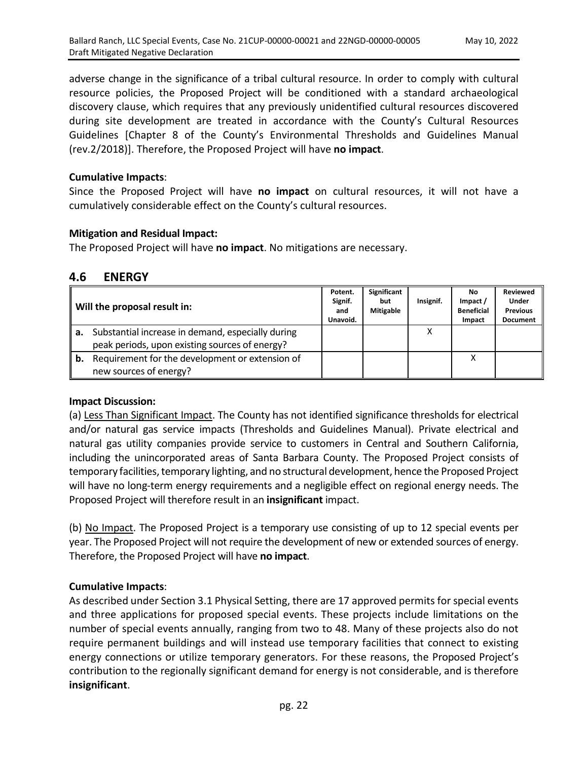adverse change in the significance of a tribal cultural resource. In order to comply with cultural resource policies, the Proposed Project will be conditioned with a standard archaeological discovery clause, which requires that any previously unidentified cultural resources discovered during site development are treated in accordance with the County's Cultural Resources Guidelines [Chapter 8 of the County's Environmental Thresholds and Guidelines Manual (rev.2/2018)]. Therefore, the Proposed Project will have **no impact**.

**Cumulative Impacts**:

Since the Proposed Project will have **no impact** on cultural resources, it will not have a cumulatively considerable effect on the County's cultural resources.

**Mitigation and Residual Impact:**

The Proposed Project will have **no impact**. No mitigations are necessary.

## 4.6 ENERGY

| Will the proposal result in: | Potent. Signif. and Unavoid. | Significant but Mitigable | Insignif. | No Impact / Beneficial Impact | Reviewed Under Previous Document |
|---|---|---|---|---|---|
| **a.** Substantial increase in demand, especially during peak periods, upon existing sources of energy? | | | X | | |
| **b.** Requirement for the development or extension of new sources of energy? | | | | X | |

**Impact Discussion:**

(a) Less Than Significant Impact. The County has not identified significance thresholds for electrical and/or natural gas service impacts (Thresholds and Guidelines Manual). Private electrical and natural gas utility companies provide service to customers in Central and Southern California, including the unincorporated areas of Santa Barbara County. The Proposed Project consists of temporary facilities, temporary lighting, and no structural development, hence the Proposed Project will have no long-term energy requirements and a negligible effect on regional energy needs. The Proposed Project will therefore result in an **insignificant** impact.

(b) No Impact. The Proposed Project is a temporary use consisting of up to 12 special events per year. The Proposed Project will not require the development of new or extended sources of energy. Therefore, the Proposed Project will have **no impact**.

**Cumulative Impacts**:

As described under Section 3.1 Physical Setting, there are 17 approved permits for special events and three applications for proposed special events. These projects include limitations on the number of special events annually, ranging from two to 48. Many of these projects also do not require permanent buildings and will instead use temporary facilities that connect to existing energy connections or utilize temporary generators. For these reasons, the Proposed Project's contribution to the regionally significant demand for energy is not considerable, and is therefore **insignificant**.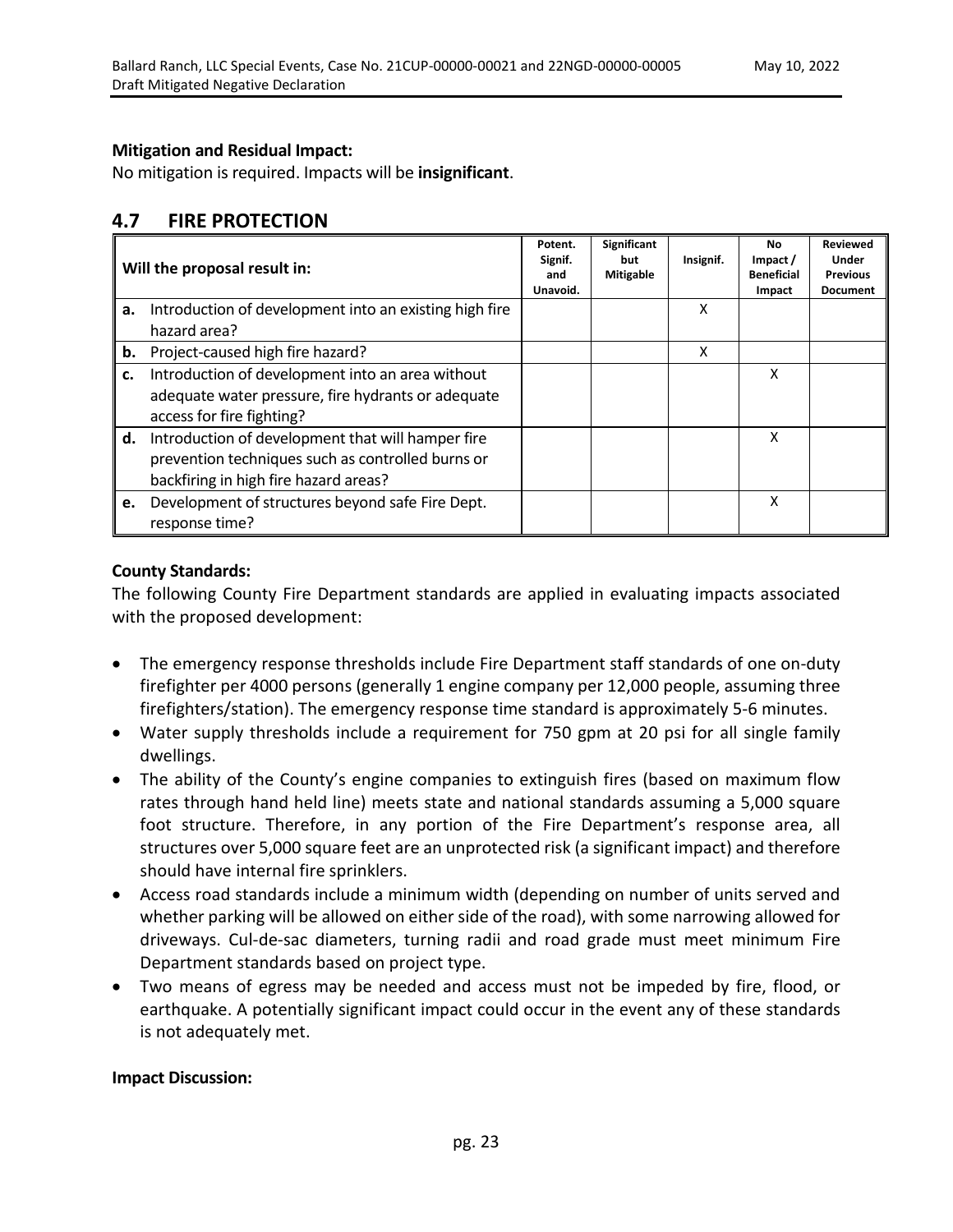**Mitigation and Residual Impact:**

No mitigation is required. Impacts will be **insignificant**.

## 4.7 FIRE PROTECTION

| Will the proposal result in: | Potent. Signif. and Unavoid. | Significant but Mitigable | Insignif. | No Impact / Beneficial Impact | Reviewed Under Previous Document |
|---|---|---|---|---|---|
| **a.** Introduction of development into an existing high fire hazard area? | | | X | | |
| **b.** Project-caused high fire hazard? | | | X | | |
| **c.** Introduction of development into an area without adequate water pressure, fire hydrants or adequate access for fire fighting? | | | | X | |
| **d.** Introduction of development that will hamper fire prevention techniques such as controlled burns or backfiring in high fire hazard areas? | | | | X | |
| **e.** Development of structures beyond safe Fire Dept. response time? | | | | X | |

**County Standards:**

The following County Fire Department standards are applied in evaluating impacts associated with the proposed development:

- The emergency response thresholds include Fire Department staff standards of one on-duty firefighter per 4000 persons (generally 1 engine company per 12,000 people, assuming three firefighters/station). The emergency response time standard is approximately 5-6 minutes.
- Water supply thresholds include a requirement for 750 gpm at 20 psi for all single family dwellings.
- The ability of the County's engine companies to extinguish fires (based on maximum flow rates through hand held line) meets state and national standards assuming a 5,000 square foot structure. Therefore, in any portion of the Fire Department's response area, all structures over 5,000 square feet are an unprotected risk (a significant impact) and therefore should have internal fire sprinklers.
- Access road standards include a minimum width (depending on number of units served and whether parking will be allowed on either side of the road), with some narrowing allowed for driveways. Cul-de-sac diameters, turning radii and road grade must meet minimum Fire Department standards based on project type.
- Two means of egress may be needed and access must not be impeded by fire, flood, or earthquake. A potentially significant impact could occur in the event any of these standards is not adequately met.

**Impact Discussion:**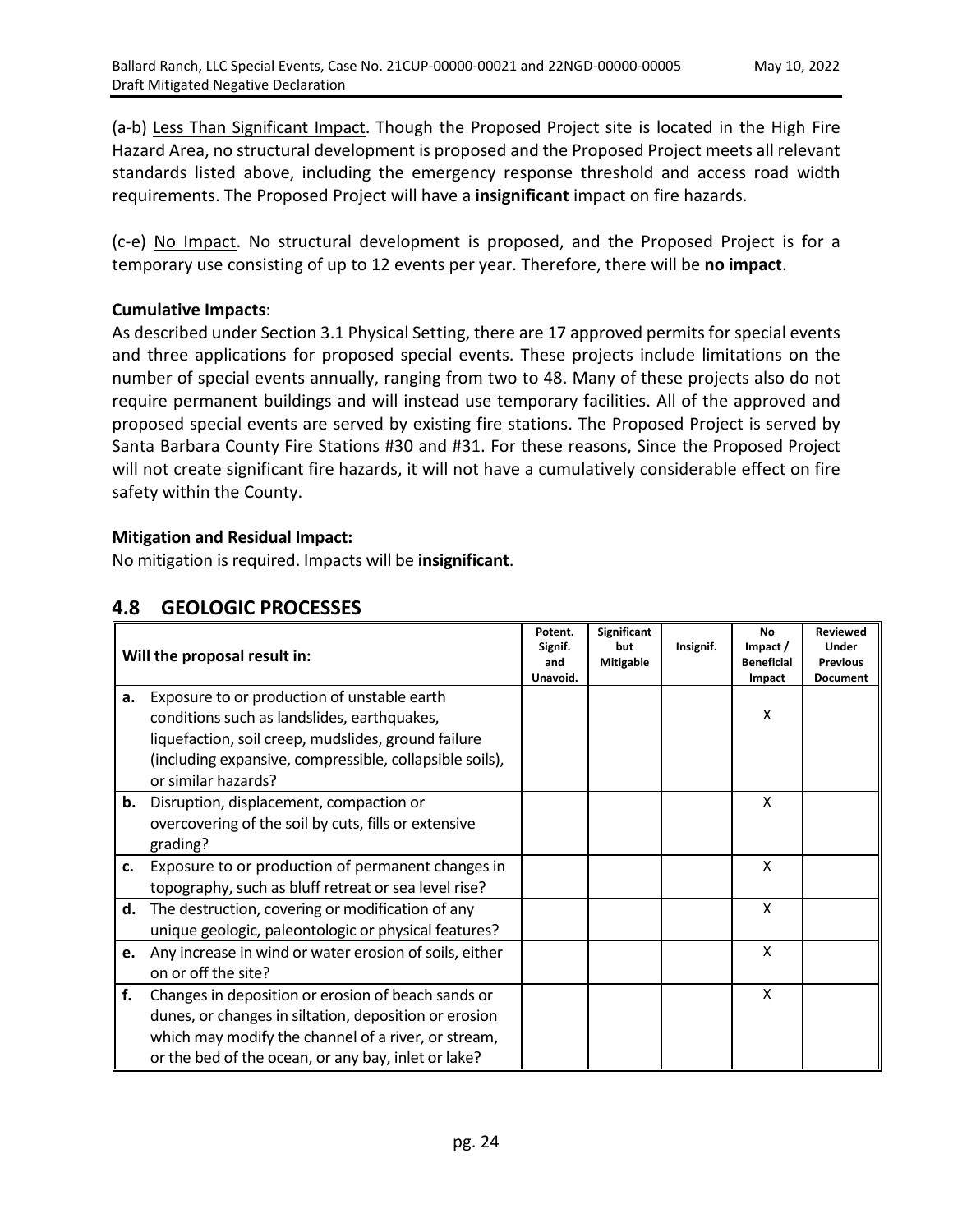(a-b) Less Than Significant Impact. Though the Proposed Project site is located in the High Fire Hazard Area, no structural development is proposed and the Proposed Project meets all relevant standards listed above, including the emergency response threshold and access road width requirements. The Proposed Project will have a **insignificant** impact on fire hazards.

(c-e) No Impact. No structural development is proposed, and the Proposed Project is for a temporary use consisting of up to 12 events per year. Therefore, there will be **no impact**.

**Cumulative Impacts**:
As described under Section 3.1 Physical Setting, there are 17 approved permits for special events and three applications for proposed special events. These projects include limitations on the number of special events annually, ranging from two to 48. Many of these projects also do not require permanent buildings and will instead use temporary facilities. All of the approved and proposed special events are served by existing fire stations. The Proposed Project is served by Santa Barbara County Fire Stations #30 and #31. For these reasons, Since the Proposed Project will not create significant fire hazards, it will not have a cumulatively considerable effect on fire safety within the County.

**Mitigation and Residual Impact:**
No mitigation is required. Impacts will be **insignificant**.

## 4.8 GEOLOGIC PROCESSES

| | Will the proposal result in: | Potent. Signif. and Unavoid. | Significant but Mitigable | Insignif. | No Impact / Beneficial Impact | Reviewed Under Previous Document |
|---|---|---|---|---|---|---|
| **a.** | Exposure to or production of unstable earth conditions such as landslides, earthquakes, liquefaction, soil creep, mudslides, ground failure (including expansive, compressible, collapsible soils), or similar hazards? | | | | X | |
| **b.** | Disruption, displacement, compaction or overcovering of the soil by cuts, fills or extensive grading? | | | | X | |
| **c.** | Exposure to or production of permanent changes in topography, such as bluff retreat or sea level rise? | | | | X | |
| **d.** | The destruction, covering or modification of any unique geologic, paleontologic or physical features? | | | | X | |
| **e.** | Any increase in wind or water erosion of soils, either on or off the site? | | | | X | |
| **f.** | Changes in deposition or erosion of beach sands or dunes, or changes in siltation, deposition or erosion which may modify the channel of a river, or stream, or the bed of the ocean, or any bay, inlet or lake? | | | | X | |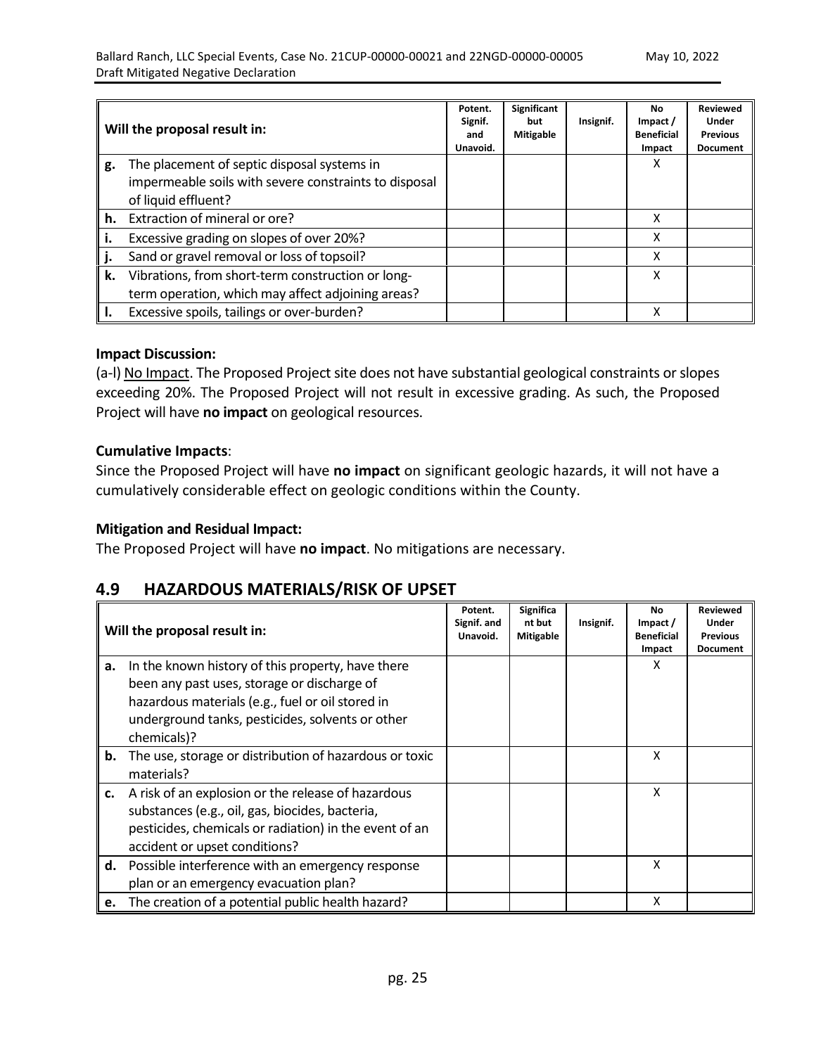| Will the proposal result in: | Potent. Signif. and Unavoid. | Significant but Mitigable | Insignif. | No Impact / Beneficial Impact | Reviewed Under Previous Document |
|---|---|---|---|---|---|
| **g.** The placement of septic disposal systems in impermeable soils with severe constraints to disposal of liquid effluent? | | | | X | |
| **h.** Extraction of mineral or ore? | | | | X | |
| **i.** Excessive grading on slopes of over 20%? | | | | X | |
| **j.** Sand or gravel removal or loss of topsoil? | | | | X | |
| **k.** Vibrations, from short-term construction or long-term operation, which may affect adjoining areas? | | | | X | |
| **l.** Excessive spoils, tailings or over-burden? | | | | X | |

**Impact Discussion:**

(a-l) No Impact. The Proposed Project site does not have substantial geological constraints or slopes exceeding 20%. The Proposed Project will not result in excessive grading. As such, the Proposed Project will have **no impact** on geological resources.

**Cumulative Impacts**:

Since the Proposed Project will have **no impact** on significant geologic hazards, it will not have a cumulatively considerable effect on geologic conditions within the County.

**Mitigation and Residual Impact:**

The Proposed Project will have **no impact**. No mitigations are necessary.

## 4.9 HAZARDOUS MATERIALS/RISK OF UPSET

| Will the proposal result in: | Potent. Signif. and Unavoid. | Significant but Mitigable | Insignif. | No Impact / Beneficial Impact | Reviewed Under Previous Document |
|---|---|---|---|---|---|
| **a.** In the known history of this property, have there been any past uses, storage or discharge of hazardous materials (e.g., fuel or oil stored in underground tanks, pesticides, solvents or other chemicals)? | | | | X | |
| **b.** The use, storage or distribution of hazardous or toxic materials? | | | | X | |
| **c.** A risk of an explosion or the release of hazardous substances (e.g., oil, gas, biocides, bacteria, pesticides, chemicals or radiation) in the event of an accident or upset conditions? | | | | X | |
| **d.** Possible interference with an emergency response plan or an emergency evacuation plan? | | | | X | |
| **e.** The creation of a potential public health hazard? | | | | X | |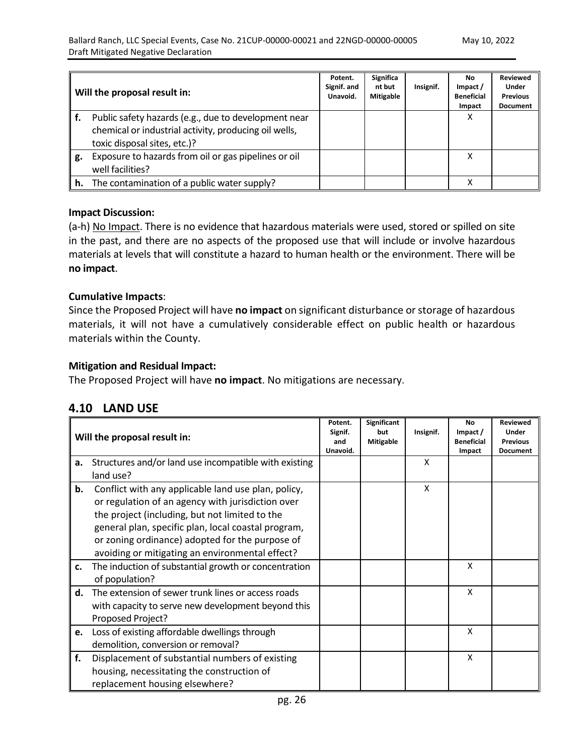| Will the proposal result in: | Potent. Signif. and Unavoid. | Significant but Mitigable | Insignif. | No Impact / Beneficial Impact | Reviewed Under Previous Document |
|---|---|---|---|---|---|
| **f.** Public safety hazards (e.g., due to development near chemical or industrial activity, producing oil wells, toxic disposal sites, etc.)? | | | | X | |
| **g.** Exposure to hazards from oil or gas pipelines or oil well facilities? | | | | X | |
| **h.** The contamination of a public water supply? | | | | X | |

**Impact Discussion:**

(a-h) No Impact. There is no evidence that hazardous materials were used, stored or spilled on site in the past, and there are no aspects of the proposed use that will include or involve hazardous materials at levels that will constitute a hazard to human health or the environment. There will be **no impact**.

**Cumulative Impacts**:

Since the Proposed Project will have **no impact** on significant disturbance or storage of hazardous materials, it will not have a cumulatively considerable effect on public health or hazardous materials within the County.

**Mitigation and Residual Impact:**

The Proposed Project will have **no impact**. No mitigations are necessary.

## 4.10 LAND USE

| Will the proposal result in: | Potent. Signif. and Unavoid. | Significant but Mitigable | Insignif. | No Impact / Beneficial Impact | Reviewed Under Previous Document |
|---|---|---|---|---|---|
| **a.** Structures and/or land use incompatible with existing land use? | | | X | | |
| **b.** Conflict with any applicable land use plan, policy, or regulation of an agency with jurisdiction over the project (including, but not limited to the general plan, specific plan, local coastal program, or zoning ordinance) adopted for the purpose of avoiding or mitigating an environmental effect? | | | X | | |
| **c.** The induction of substantial growth or concentration of population? | | | | X | |
| **d.** The extension of sewer trunk lines or access roads with capacity to serve new development beyond this Proposed Project? | | | | X | |
| **e.** Loss of existing affordable dwellings through demolition, conversion or removal? | | | | X | |
| **f.** Displacement of substantial numbers of existing housing, necessitating the construction of replacement housing elsewhere? | | | | X | |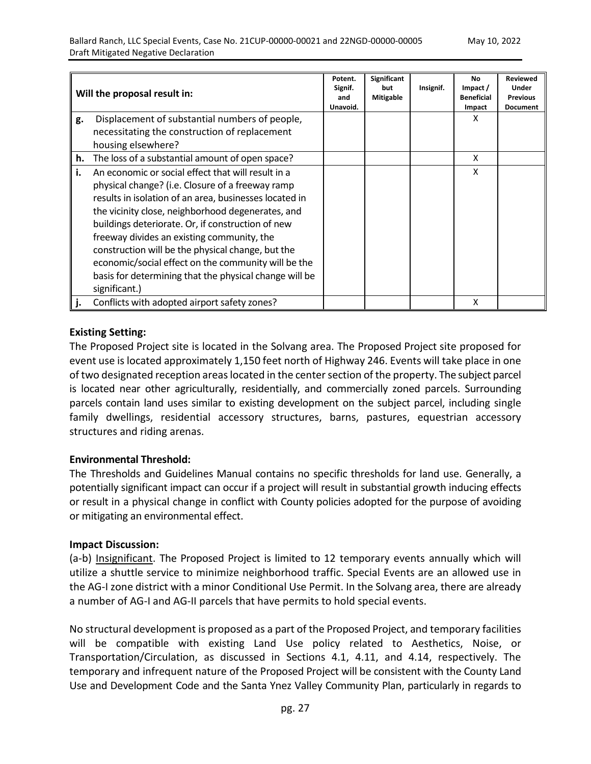| Will the proposal result in: | | Potent. Signif. and Unavoid. | Significant but Mitigable | Insignif. | No Impact / Beneficial Impact | Reviewed Under Previous Document |
|---|---|---|---|---|---|---|
| **g.** | Displacement of substantial numbers of people, necessitating the construction of replacement housing elsewhere? | | | | X | |
| **h.** | The loss of a substantial amount of open space? | | | | X | |
| **i.** | An economic or social effect that will result in a physical change? (i.e. Closure of a freeway ramp results in isolation of an area, businesses located in the vicinity close, neighborhood degenerates, and buildings deteriorate. Or, if construction of new freeway divides an existing community, the construction will be the physical change, but the economic/social effect on the community will be the basis for determining that the physical change will be significant.) | | | | X | |
| **j.** | Conflicts with adopted airport safety zones? | | | | X | |

**Existing Setting:**

The Proposed Project site is located in the Solvang area. The Proposed Project site proposed for event use is located approximately 1,150 feet north of Highway 246. Events will take place in one of two designated reception areas located in the center section of the property. The subject parcel is located near other agriculturally, residentially, and commercially zoned parcels. Surrounding parcels contain land uses similar to existing development on the subject parcel, including single family dwellings, residential accessory structures, barns, pastures, equestrian accessory structures and riding arenas.

**Environmental Threshold:**

The Thresholds and Guidelines Manual contains no specific thresholds for land use. Generally, a potentially significant impact can occur if a project will result in substantial growth inducing effects or result in a physical change in conflict with County policies adopted for the purpose of avoiding or mitigating an environmental effect.

**Impact Discussion:**

(a-b) Insignificant. The Proposed Project is limited to 12 temporary events annually which will utilize a shuttle service to minimize neighborhood traffic. Special Events are an allowed use in the AG-I zone district with a minor Conditional Use Permit. In the Solvang area, there are already a number of AG-I and AG-II parcels that have permits to hold special events.

No structural development is proposed as a part of the Proposed Project, and temporary facilities will be compatible with existing Land Use policy related to Aesthetics, Noise, or Transportation/Circulation, as discussed in Sections 4.1, 4.11, and 4.14, respectively. The temporary and infrequent nature of the Proposed Project will be consistent with the County Land Use and Development Code and the Santa Ynez Valley Community Plan, particularly in regards to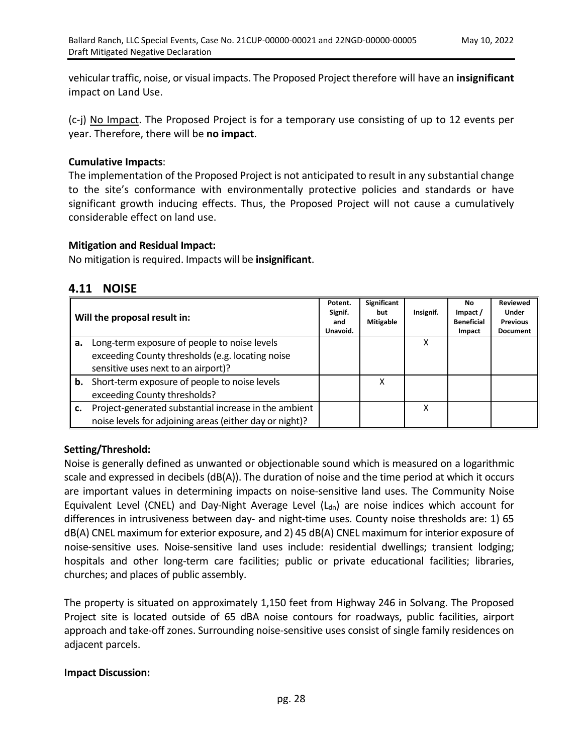vehicular traffic, noise, or visual impacts. The Proposed Project therefore will have an **insignificant** impact on Land Use.

(c-j) No Impact. The Proposed Project is for a temporary use consisting of up to 12 events per year. Therefore, there will be **no impact**.

**Cumulative Impacts**:
The implementation of the Proposed Project is not anticipated to result in any substantial change to the site's conformance with environmentally protective policies and standards or have significant growth inducing effects. Thus, the Proposed Project will not cause a cumulatively considerable effect on land use.

**Mitigation and Residual Impact:**
No mitigation is required. Impacts will be **insignificant**.

## 4.11 NOISE

| Will the proposal result in: | Potent. Signif. and Unavoid. | Significant but Mitigable | Insignif. | No Impact / Beneficial Impact | Reviewed Under Previous Document |
|---|---|---|---|---|---|
| **a.** Long-term exposure of people to noise levels exceeding County thresholds (e.g. locating noise sensitive uses next to an airport)? | | | X | | |
| **b.** Short-term exposure of people to noise levels exceeding County thresholds? | | X | | | |
| **c.** Project-generated substantial increase in the ambient noise levels for adjoining areas (either day or night)? | | | X | | |

**Setting/Threshold:**
Noise is generally defined as unwanted or objectionable sound which is measured on a logarithmic scale and expressed in decibels (dB(A)). The duration of noise and the time period at which it occurs are important values in determining impacts on noise-sensitive land uses. The Community Noise Equivalent Level (CNEL) and Day-Night Average Level ($L_{dn}$) are noise indices which account for differences in intrusiveness between day- and night-time uses. County noise thresholds are: 1) 65 dB(A) CNEL maximum for exterior exposure, and 2) 45 dB(A) CNEL maximum for interior exposure of noise-sensitive uses. Noise-sensitive land uses include: residential dwellings; transient lodging; hospitals and other long-term care facilities; public or private educational facilities; libraries, churches; and places of public assembly.

The property is situated on approximately 1,150 feet from Highway 246 in Solvang. The Proposed Project site is located outside of 65 dBA noise contours for roadways, public facilities, airport approach and take-off zones. Surrounding noise-sensitive uses consist of single family residences on adjacent parcels.

**Impact Discussion:**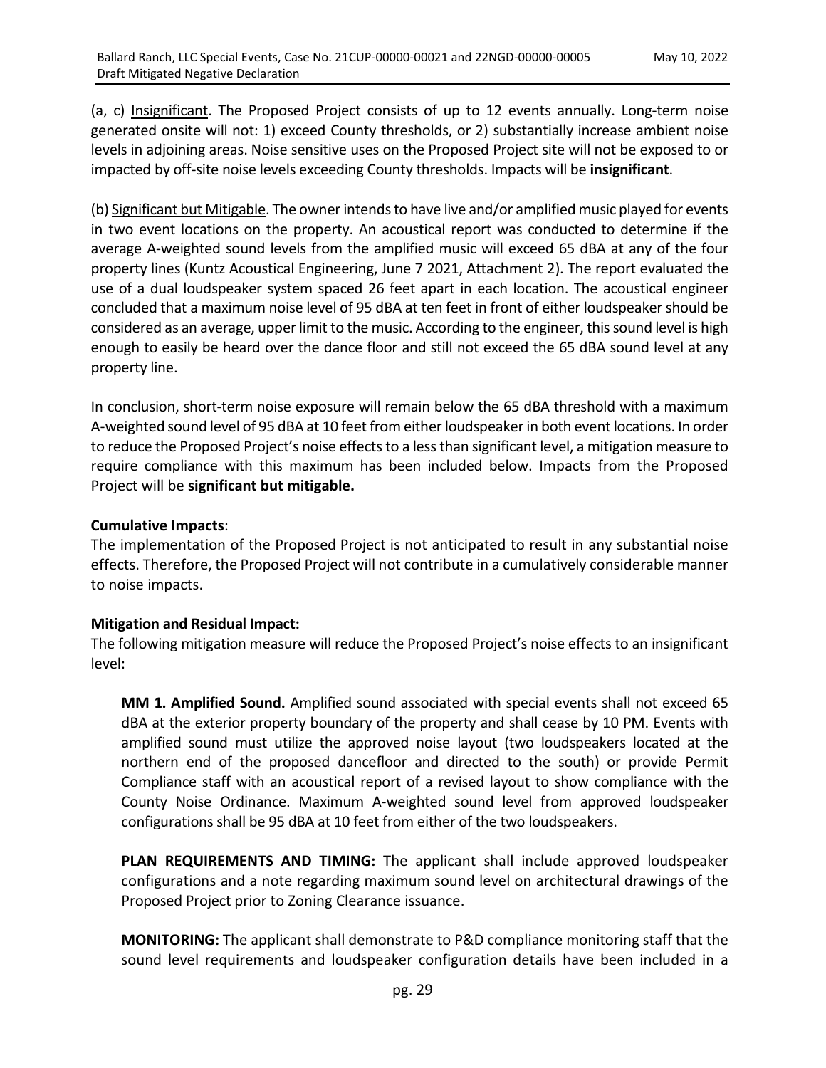(a, c) Insignificant. The Proposed Project consists of up to 12 events annually. Long-term noise generated onsite will not: 1) exceed County thresholds, or 2) substantially increase ambient noise levels in adjoining areas. Noise sensitive uses on the Proposed Project site will not be exposed to or impacted by off-site noise levels exceeding County thresholds. Impacts will be **insignificant**.

(b) Significant but Mitigable. The owner intends to have live and/or amplified music played for events in two event locations on the property. An acoustical report was conducted to determine if the average A-weighted sound levels from the amplified music will exceed 65 dBA at any of the four property lines (Kuntz Acoustical Engineering, June 7 2021, Attachment 2). The report evaluated the use of a dual loudspeaker system spaced 26 feet apart in each location. The acoustical engineer concluded that a maximum noise level of 95 dBA at ten feet in front of either loudspeaker should be considered as an average, upper limit to the music. According to the engineer, this sound level is high enough to easily be heard over the dance floor and still not exceed the 65 dBA sound level at any property line.

In conclusion, short-term noise exposure will remain below the 65 dBA threshold with a maximum A-weighted sound level of 95 dBA at 10 feet from either loudspeaker in both event locations. In order to reduce the Proposed Project's noise effects to a less than significant level, a mitigation measure to require compliance with this maximum has been included below. Impacts from the Proposed Project will be **significant but mitigable.**

**Cumulative Impacts**:

The implementation of the Proposed Project is not anticipated to result in any substantial noise effects. Therefore, the Proposed Project will not contribute in a cumulatively considerable manner to noise impacts.

**Mitigation and Residual Impact:**

The following mitigation measure will reduce the Proposed Project's noise effects to an insignificant level:

> **MM 1. Amplified Sound.** Amplified sound associated with special events shall not exceed 65 dBA at the exterior property boundary of the property and shall cease by 10 PM. Events with amplified sound must utilize the approved noise layout (two loudspeakers located at the northern end of the proposed dancefloor and directed to the south) or provide Permit Compliance staff with an acoustical report of a revised layout to show compliance with the County Noise Ordinance. Maximum A-weighted sound level from approved loudspeaker configurations shall be 95 dBA at 10 feet from either of the two loudspeakers.
>
> **PLAN REQUIREMENTS AND TIMING:** The applicant shall include approved loudspeaker configurations and a note regarding maximum sound level on architectural drawings of the Proposed Project prior to Zoning Clearance issuance.
>
> **MONITORING:** The applicant shall demonstrate to P&D compliance monitoring staff that the sound level requirements and loudspeaker configuration details have been included in a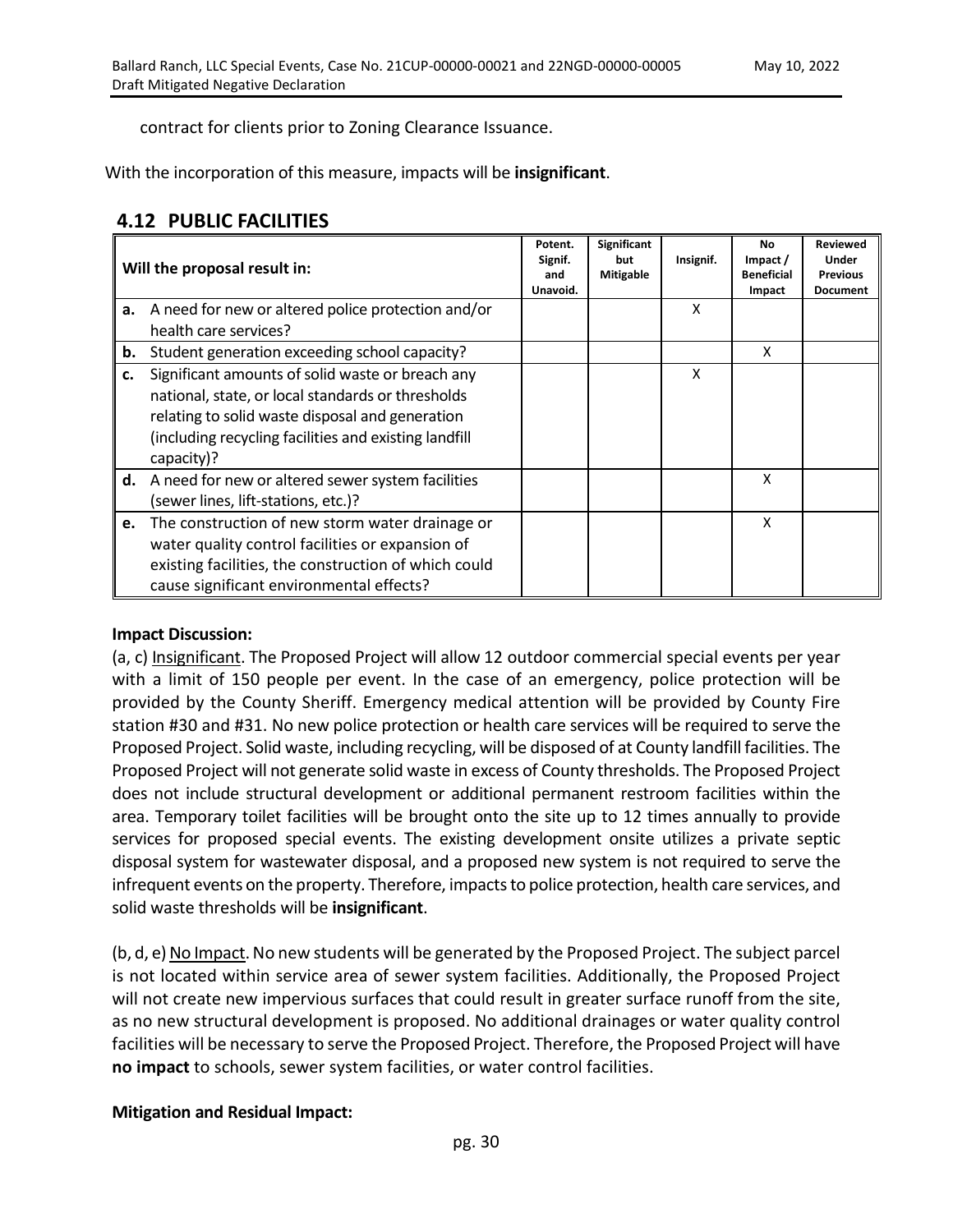contract for clients prior to Zoning Clearance Issuance.

With the incorporation of this measure, impacts will be **insignificant**.

## 4.12 PUBLIC FACILITIES

| Will the proposal result in: | Potent. Signif. and Unavoid. | Significant but Mitigable | Insignif. | No Impact / Beneficial Impact | Reviewed Under Previous Document |
|---|---|---|---|---|---|
| **a.** A need for new or altered police protection and/or health care services? | | | X | | |
| **b.** Student generation exceeding school capacity? | | | | X | |
| **c.** Significant amounts of solid waste or breach any national, state, or local standards or thresholds relating to solid waste disposal and generation (including recycling facilities and existing landfill capacity)? | | | X | | |
| **d.** A need for new or altered sewer system facilities (sewer lines, lift-stations, etc.)? | | | | X | |
| **e.** The construction of new storm water drainage or water quality control facilities or expansion of existing facilities, the construction of which could cause significant environmental effects? | | | | X | |

**Impact Discussion:**

(a, c) Insignificant. The Proposed Project will allow 12 outdoor commercial special events per year with a limit of 150 people per event. In the case of an emergency, police protection will be provided by the County Sheriff. Emergency medical attention will be provided by County Fire station #30 and #31. No new police protection or health care services will be required to serve the Proposed Project. Solid waste, including recycling, will be disposed of at County landfill facilities. The Proposed Project will not generate solid waste in excess of County thresholds. The Proposed Project does not include structural development or additional permanent restroom facilities within the area. Temporary toilet facilities will be brought onto the site up to 12 times annually to provide services for proposed special events. The existing development onsite utilizes a private septic disposal system for wastewater disposal, and a proposed new system is not required to serve the infrequent events on the property. Therefore, impacts to police protection, health care services, and solid waste thresholds will be **insignificant**.

(b, d, e) No Impact. No new students will be generated by the Proposed Project. The subject parcel is not located within service area of sewer system facilities. Additionally, the Proposed Project will not create new impervious surfaces that could result in greater surface runoff from the site, as no new structural development is proposed. No additional drainages or water quality control facilities will be necessary to serve the Proposed Project. Therefore, the Proposed Project will have **no impact** to schools, sewer system facilities, or water control facilities.

**Mitigation and Residual Impact:**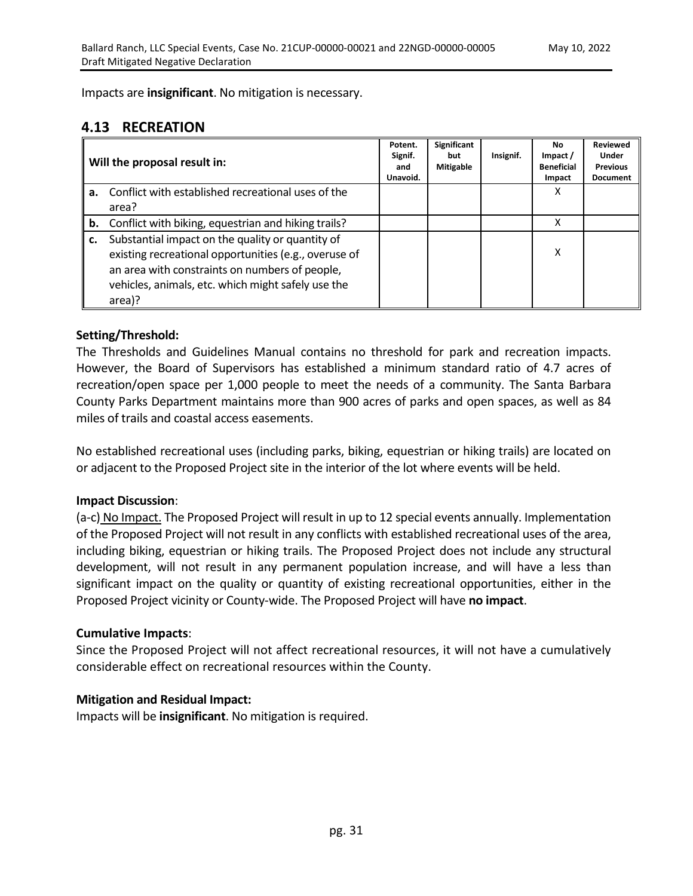Impacts are **insignificant**. No mitigation is necessary.

## 4.13 RECREATION

| Will the proposal result in: | Potent. Signif. and Unavoid. | Significant but Mitigable | Insignif. | No Impact / Beneficial Impact | Reviewed Under Previous Document |
|---|---|---|---|---|---|
| **a.** Conflict with established recreational uses of the area? | | | | X | |
| **b.** Conflict with biking, equestrian and hiking trails? | | | | X | |
| **c.** Substantial impact on the quality or quantity of existing recreational opportunities (e.g., overuse of an area with constraints on numbers of people, vehicles, animals, etc. which might safely use the area)? | | | | X | |

**Setting/Threshold:**

The Thresholds and Guidelines Manual contains no threshold for park and recreation impacts. However, the Board of Supervisors has established a minimum standard ratio of 4.7 acres of recreation/open space per 1,000 people to meet the needs of a community. The Santa Barbara County Parks Department maintains more than 900 acres of parks and open spaces, as well as 84 miles of trails and coastal access easements.

No established recreational uses (including parks, biking, equestrian or hiking trails) are located on or adjacent to the Proposed Project site in the interior of the lot where events will be held.

**Impact Discussion**:

(a-c) No Impact. The Proposed Project will result in up to 12 special events annually. Implementation of the Proposed Project will not result in any conflicts with established recreational uses of the area, including biking, equestrian or hiking trails. The Proposed Project does not include any structural development, will not result in any permanent population increase, and will have a less than significant impact on the quality or quantity of existing recreational opportunities, either in the Proposed Project vicinity or County-wide. The Proposed Project will have **no impact**.

**Cumulative Impacts**:

Since the Proposed Project will not affect recreational resources, it will not have a cumulatively considerable effect on recreational resources within the County.

**Mitigation and Residual Impact:**

Impacts will be **insignificant**. No mitigation is required.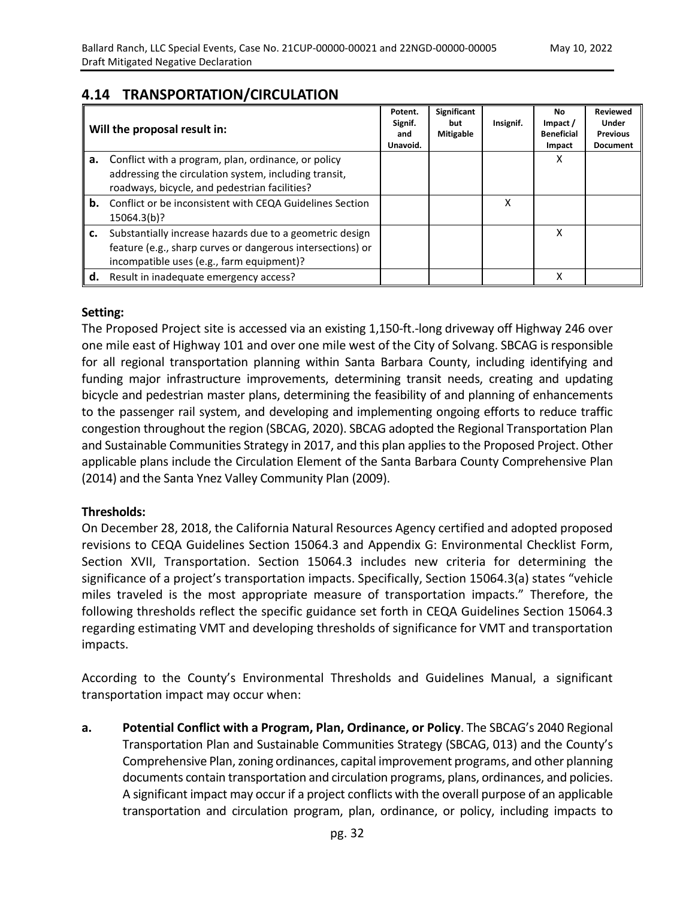## 4.14 TRANSPORTATION/CIRCULATION

| Will the proposal result in: | Potent. Signif. and Unavoid. | Significant but Mitigable | Insignif. | No Impact / Beneficial Impact | Reviewed Under Previous Document |
|---|---|---|---|---|---|
| **a.** Conflict with a program, plan, ordinance, or policy addressing the circulation system, including transit, roadways, bicycle, and pedestrian facilities? | | | | X | |
| **b.** Conflict or be inconsistent with CEQA Guidelines Section 15064.3(b)? | | | X | | |
| **c.** Substantially increase hazards due to a geometric design feature (e.g., sharp curves or dangerous intersections) or incompatible uses (e.g., farm equipment)? | | | | X | |
| **d.** Result in inadequate emergency access? | | | | X | |

**Setting:**

The Proposed Project site is accessed via an existing 1,150-ft.-long driveway off Highway 246 over one mile east of Highway 101 and over one mile west of the City of Solvang. SBCAG is responsible for all regional transportation planning within Santa Barbara County, including identifying and funding major infrastructure improvements, determining transit needs, creating and updating bicycle and pedestrian master plans, determining the feasibility of and planning of enhancements to the passenger rail system, and developing and implementing ongoing efforts to reduce traffic congestion throughout the region (SBCAG, 2020). SBCAG adopted the Regional Transportation Plan and Sustainable Communities Strategy in 2017, and this plan applies to the Proposed Project. Other applicable plans include the Circulation Element of the Santa Barbara County Comprehensive Plan (2014) and the Santa Ynez Valley Community Plan (2009).

**Thresholds:**

On December 28, 2018, the California Natural Resources Agency certified and adopted proposed revisions to CEQA Guidelines Section 15064.3 and Appendix G: Environmental Checklist Form, Section XVII, Transportation. Section 15064.3 includes new criteria for determining the significance of a project's transportation impacts. Specifically, Section 15064.3(a) states "vehicle miles traveled is the most appropriate measure of transportation impacts." Therefore, the following thresholds reflect the specific guidance set forth in CEQA Guidelines Section 15064.3 regarding estimating VMT and developing thresholds of significance for VMT and transportation impacts.

According to the County's Environmental Thresholds and Guidelines Manual, a significant transportation impact may occur when:

**a.** **Potential Conflict with a Program, Plan, Ordinance, or Policy**. The SBCAG's 2040 Regional Transportation Plan and Sustainable Communities Strategy (SBCAG, 013) and the County's Comprehensive Plan, zoning ordinances, capital improvement programs, and other planning documents contain transportation and circulation programs, plans, ordinances, and policies. A significant impact may occur if a project conflicts with the overall purpose of an applicable transportation and circulation program, plan, ordinance, or policy, including impacts to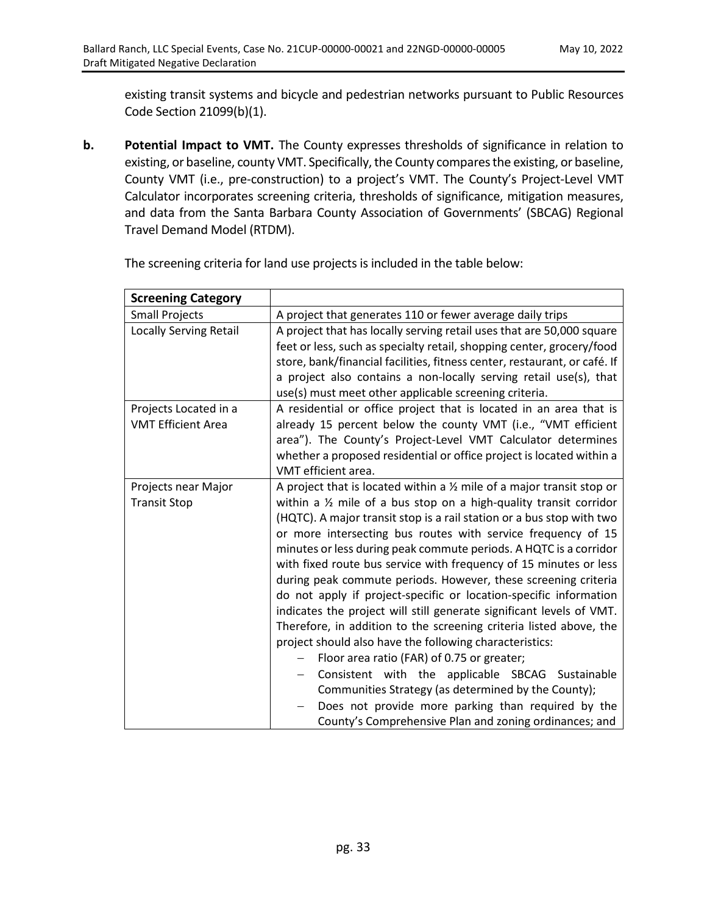existing transit systems and bicycle and pedestrian networks pursuant to Public Resources Code Section 21099(b)(1).

**b. Potential Impact to VMT.** The County expresses thresholds of significance in relation to existing, or baseline, county VMT. Specifically, the County compares the existing, or baseline, County VMT (i.e., pre-construction) to a project's VMT. The County's Project-Level VMT Calculator incorporates screening criteria, thresholds of significance, mitigation measures, and data from the Santa Barbara County Association of Governments' (SBCAG) Regional Travel Demand Model (RTDM).

The screening criteria for land use projects is included in the table below:

| **Screening Category** | |
|---|---|
| Small Projects | A project that generates 110 or fewer average daily trips |
| Locally Serving Retail | A project that has locally serving retail uses that are 50,000 square feet or less, such as specialty retail, shopping center, grocery/food store, bank/financial facilities, fitness center, restaurant, or café. If a project also contains a non-locally serving retail use(s), that use(s) must meet other applicable screening criteria. |
| Projects Located in a VMT Efficient Area | A residential or office project that is located in an area that is already 15 percent below the county VMT (i.e., "VMT efficient area"). The County's Project-Level VMT Calculator determines whether a proposed residential or office project is located within a VMT efficient area. |
| Projects near Major Transit Stop | A project that is located within a ½ mile of a major transit stop or within a ½ mile of a bus stop on a high-quality transit corridor (HQTC). A major transit stop is a rail station or a bus stop with two or more intersecting bus routes with service frequency of 15 minutes or less during peak commute periods. A HQTC is a corridor with fixed route bus service with frequency of 15 minutes or less during peak commute periods. However, these screening criteria do not apply if project-specific or location-specific information indicates the project will still generate significant levels of VMT. Therefore, in addition to the screening criteria listed above, the project should also have the following characteristics: – Floor area ratio (FAR) of 0.75 or greater; – Consistent with the applicable SBCAG Sustainable Communities Strategy (as determined by the County); – Does not provide more parking than required by the County's Comprehensive Plan and zoning ordinances; and |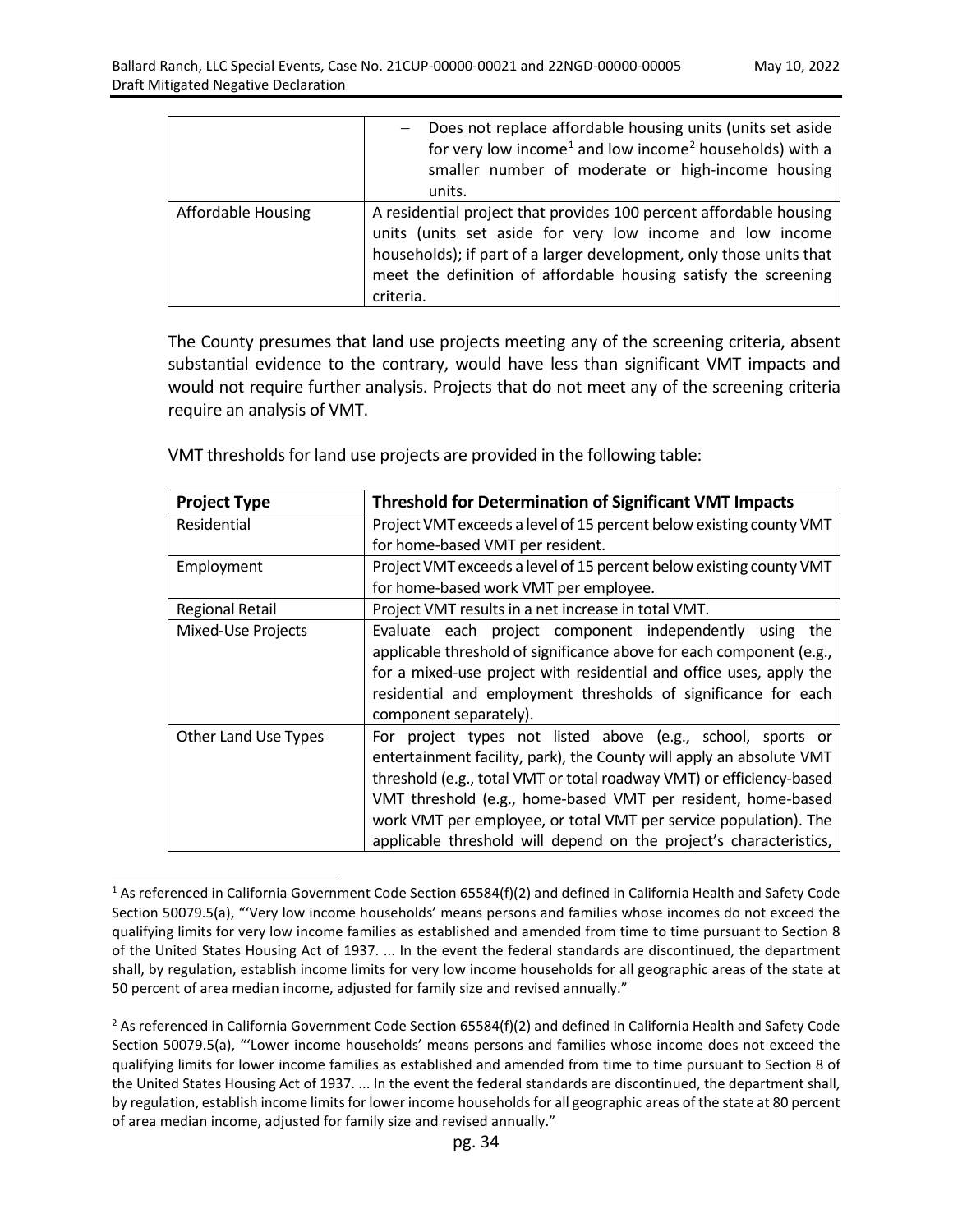| | |
|---|---|
| | – Does not replace affordable housing units (units set aside for very low income[1] and low income[2] households) with a smaller number of moderate or high-income housing units. |
| Affordable Housing | A residential project that provides 100 percent affordable housing units (units set aside for very low income and low income households); if part of a larger development, only those units that meet the definition of affordable housing satisfy the screening criteria. |

The County presumes that land use projects meeting any of the screening criteria, absent substantial evidence to the contrary, would have less than significant VMT impacts and would not require further analysis. Projects that do not meet any of the screening criteria require an analysis of VMT.

VMT thresholds for land use projects are provided in the following table:

| Project Type | Threshold for Determination of Significant VMT Impacts |
|---|---|
| Residential | Project VMT exceeds a level of 15 percent below existing county VMT for home-based VMT per resident. |
| Employment | Project VMT exceeds a level of 15 percent below existing county VMT for home-based work VMT per employee. |
| Regional Retail | Project VMT results in a net increase in total VMT. |
| Mixed-Use Projects | Evaluate each project component independently using the applicable threshold of significance above for each component (e.g., for a mixed-use project with residential and office uses, apply the residential and employment thresholds of significance for each component separately). |
| Other Land Use Types | For project types not listed above (e.g., school, sports or entertainment facility, park), the County will apply an absolute VMT threshold (e.g., total VMT or total roadway VMT) or efficiency-based VMT threshold (e.g., home-based VMT per resident, home-based work VMT per employee, or total VMT per service population). The applicable threshold will depend on the project's characteristics, |

[1] As referenced in California Government Code Section 65584(f)(2) and defined in California Health and Safety Code Section 50079.5(a), "'Very low income households' means persons and families whose incomes do not exceed the qualifying limits for very low income families as established and amended from time to time pursuant to Section 8 of the United States Housing Act of 1937. ... In the event the federal standards are discontinued, the department shall, by regulation, establish income limits for very low income households for all geographic areas of the state at 50 percent of area median income, adjusted for family size and revised annually."

[2] As referenced in California Government Code Section 65584(f)(2) and defined in California Health and Safety Code Section 50079.5(a), "'Lower income households' means persons and families whose income does not exceed the qualifying limits for lower income families as established and amended from time to time pursuant to Section 8 of the United States Housing Act of 1937. ... In the event the federal standards are discontinued, the department shall, by regulation, establish income limits for lower income households for all geographic areas of the state at 80 percent of area median income, adjusted for family size and revised annually."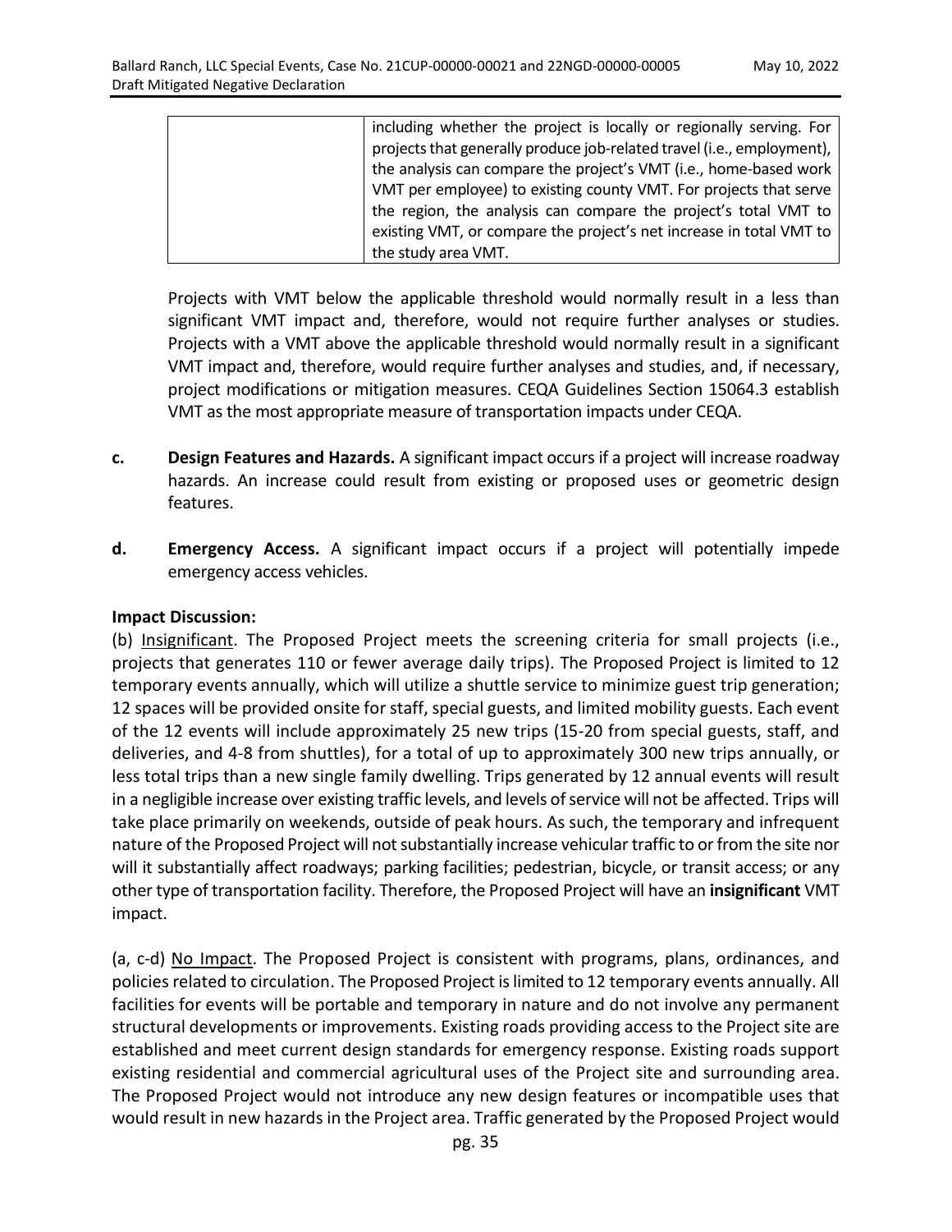| | including whether the project is locally or regionally serving. For projects that generally produce job-related travel (i.e., employment), the analysis can compare the project's VMT (i.e., home-based work VMT per employee) to existing county VMT. For projects that serve the region, the analysis can compare the project's total VMT to existing VMT, or compare the project's net increase in total VMT to the study area VMT. |
|---|---|

Projects with VMT below the applicable threshold would normally result in a less than significant VMT impact and, therefore, would not require further analyses or studies. Projects with a VMT above the applicable threshold would normally result in a significant VMT impact and, therefore, would require further analyses and studies, and, if necessary, project modifications or mitigation measures. CEQA Guidelines Section 15064.3 establish VMT as the most appropriate measure of transportation impacts under CEQA.

**c.** **Design Features and Hazards.** A significant impact occurs if a project will increase roadway hazards. An increase could result from existing or proposed uses or geometric design features.

**d.** **Emergency Access.** A significant impact occurs if a project will potentially impede emergency access vehicles.

**Impact Discussion:**

(b) Insignificant. The Proposed Project meets the screening criteria for small projects (i.e., projects that generates 110 or fewer average daily trips). The Proposed Project is limited to 12 temporary events annually, which will utilize a shuttle service to minimize guest trip generation; 12 spaces will be provided onsite for staff, special guests, and limited mobility guests. Each event of the 12 events will include approximately 25 new trips (15-20 from special guests, staff, and deliveries, and 4-8 from shuttles), for a total of up to approximately 300 new trips annually, or less total trips than a new single family dwelling. Trips generated by 12 annual events will result in a negligible increase over existing traffic levels, and levels of service will not be affected. Trips will take place primarily on weekends, outside of peak hours. As such, the temporary and infrequent nature of the Proposed Project will not substantially increase vehicular traffic to or from the site nor will it substantially affect roadways; parking facilities; pedestrian, bicycle, or transit access; or any other type of transportation facility. Therefore, the Proposed Project will have an **insignificant** VMT impact.

(a, c-d) No Impact. The Proposed Project is consistent with programs, plans, ordinances, and policies related to circulation. The Proposed Project is limited to 12 temporary events annually. All facilities for events will be portable and temporary in nature and do not involve any permanent structural developments or improvements. Existing roads providing access to the Project site are established and meet current design standards for emergency response. Existing roads support existing residential and commercial agricultural uses of the Project site and surrounding area. The Proposed Project would not introduce any new design features or incompatible uses that would result in new hazards in the Project area. Traffic generated by the Proposed Project would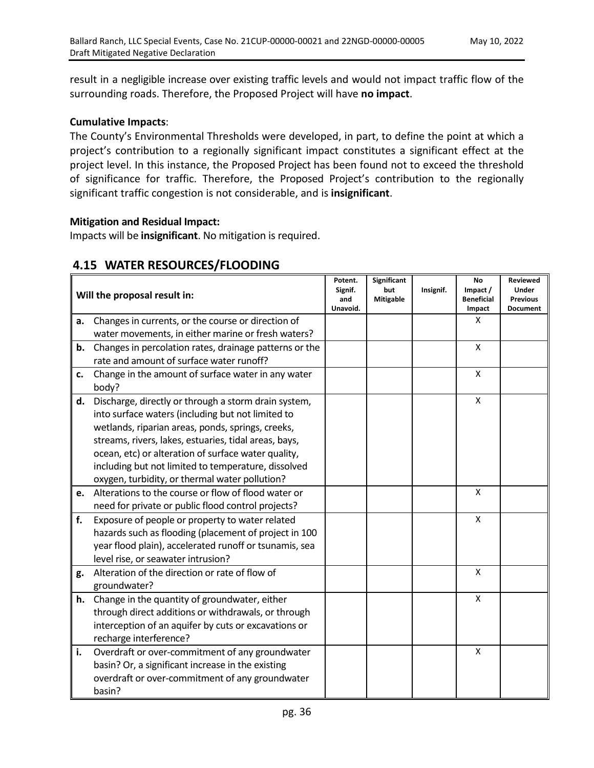result in a negligible increase over existing traffic levels and would not impact traffic flow of the surrounding roads. Therefore, the Proposed Project will have **no impact**.

**Cumulative Impacts**:
The County's Environmental Thresholds were developed, in part, to define the point at which a project's contribution to a regionally significant impact constitutes a significant effect at the project level. In this instance, the Proposed Project has been found not to exceed the threshold of significance for traffic. Therefore, the Proposed Project's contribution to the regionally significant traffic congestion is not considerable, and is **insignificant**.

**Mitigation and Residual Impact:**
Impacts will be **insignificant**. No mitigation is required.

## 4.15 WATER RESOURCES/FLOODING

| | Will the proposal result in: | Potent. Signif. and Unavoid. | Significant but Mitigable | Insignif. | No Impact / Beneficial Impact | Reviewed Under Previous Document |
|---|---|---|---|---|---|---|
| **a.** | Changes in currents, or the course or direction of water movements, in either marine or fresh waters? | | | | X | |
| **b.** | Changes in percolation rates, drainage patterns or the rate and amount of surface water runoff? | | | | X | |
| **c.** | Change in the amount of surface water in any water body? | | | | X | |
| **d.** | Discharge, directly or through a storm drain system, into surface waters (including but not limited to wetlands, riparian areas, ponds, springs, creeks, streams, rivers, lakes, estuaries, tidal areas, bays, ocean, etc) or alteration of surface water quality, including but not limited to temperature, dissolved oxygen, turbidity, or thermal water pollution? | | | | X | |
| **e.** | Alterations to the course or flow of flood water or need for private or public flood control projects? | | | | X | |
| **f.** | Exposure of people or property to water related hazards such as flooding (placement of project in 100 year flood plain), accelerated runoff or tsunamis, sea level rise, or seawater intrusion? | | | | X | |
| **g.** | Alteration of the direction or rate of flow of groundwater? | | | | X | |
| **h.** | Change in the quantity of groundwater, either through direct additions or withdrawals, or through interception of an aquifer by cuts or excavations or recharge interference? | | | | X | |
| **i.** | Overdraft or over-commitment of any groundwater basin? Or, a significant increase in the existing overdraft or over-commitment of any groundwater basin? | | | | X | |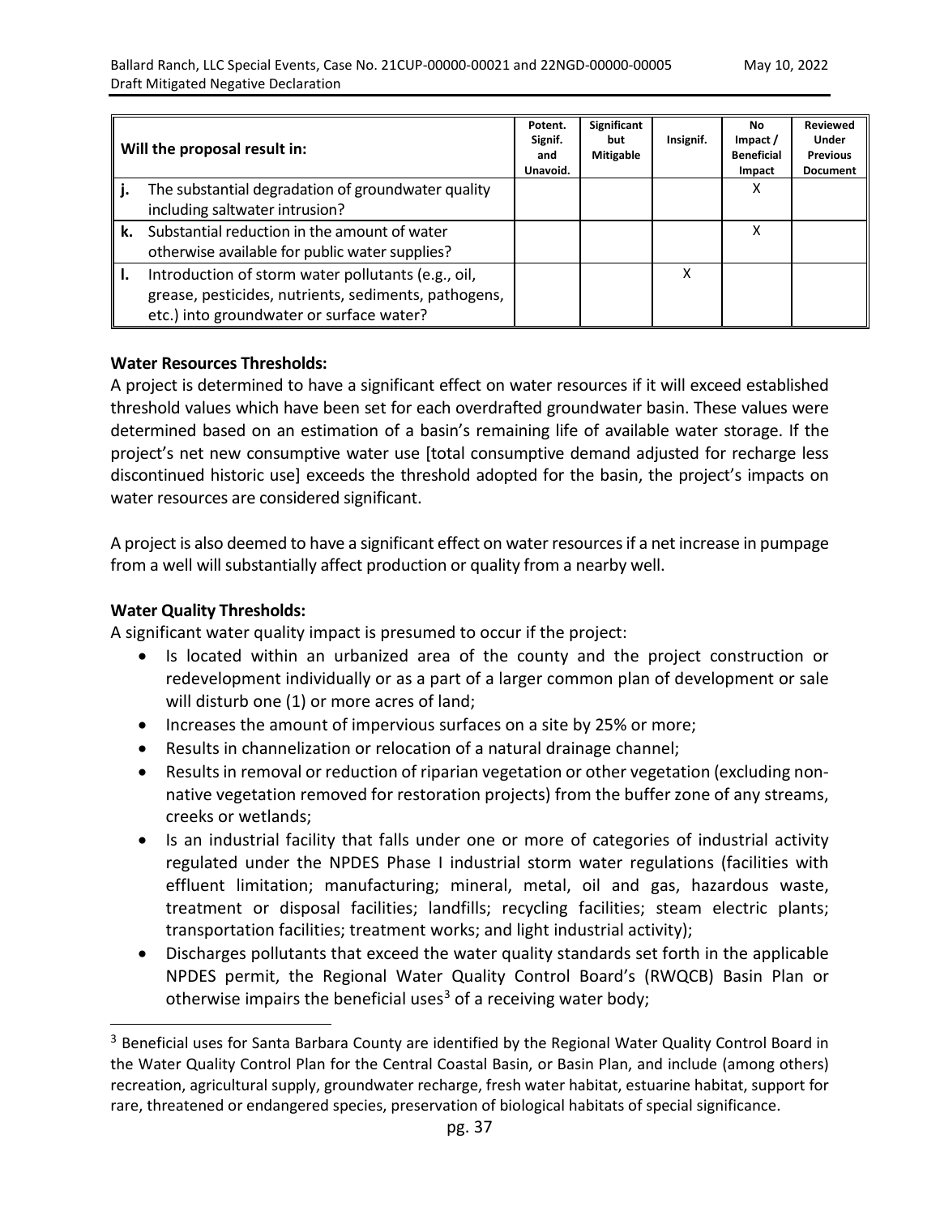| | Will the proposal result in: | Potent. Signif. and Unavoid. | Significant but Mitigable | Insignif. | No Impact / Beneficial Impact | Reviewed Under Previous Document |
|---|---|---|---|---|---|---|
| j. | The substantial degradation of groundwater quality including saltwater intrusion? | | | | X | |
| k. | Substantial reduction in the amount of water otherwise available for public water supplies? | | | | X | |
| l. | Introduction of storm water pollutants (e.g., oil, grease, pesticides, nutrients, sediments, pathogens, etc.) into groundwater or surface water? | | | X | | |

**Water Resources Thresholds:**
A project is determined to have a significant effect on water resources if it will exceed established threshold values which have been set for each overdrafted groundwater basin. These values were determined based on an estimation of a basin's remaining life of available water storage. If the project's net new consumptive water use [total consumptive demand adjusted for recharge less discontinued historic use] exceeds the threshold adopted for the basin, the project's impacts on water resources are considered significant.

A project is also deemed to have a significant effect on water resources if a net increase in pumpage from a well will substantially affect production or quality from a nearby well.

**Water Quality Thresholds:**
A significant water quality impact is presumed to occur if the project:

- Is located within an urbanized area of the county and the project construction or redevelopment individually or as a part of a larger common plan of development or sale will disturb one (1) or more acres of land;
- Increases the amount of impervious surfaces on a site by 25% or more;
- Results in channelization or relocation of a natural drainage channel;
- Results in removal or reduction of riparian vegetation or other vegetation (excluding non-native vegetation removed for restoration projects) from the buffer zone of any streams, creeks or wetlands;
- Is an industrial facility that falls under one or more of categories of industrial activity regulated under the NPDES Phase I industrial storm water regulations (facilities with effluent limitation; manufacturing; mineral, metal, oil and gas, hazardous waste, treatment or disposal facilities; landfills; recycling facilities; steam electric plants; transportation facilities; treatment works; and light industrial activity);
- Discharges pollutants that exceed the water quality standards set forth in the applicable NPDES permit, the Regional Water Quality Control Board's (RWQCB) Basin Plan or otherwise impairs the beneficial uses[3] of a receiving water body;

[3] Beneficial uses for Santa Barbara County are identified by the Regional Water Quality Control Board in the Water Quality Control Plan for the Central Coastal Basin, or Basin Plan, and include (among others) recreation, agricultural supply, groundwater recharge, fresh water habitat, estuarine habitat, support for rare, threatened or endangered species, preservation of biological habitats of special significance.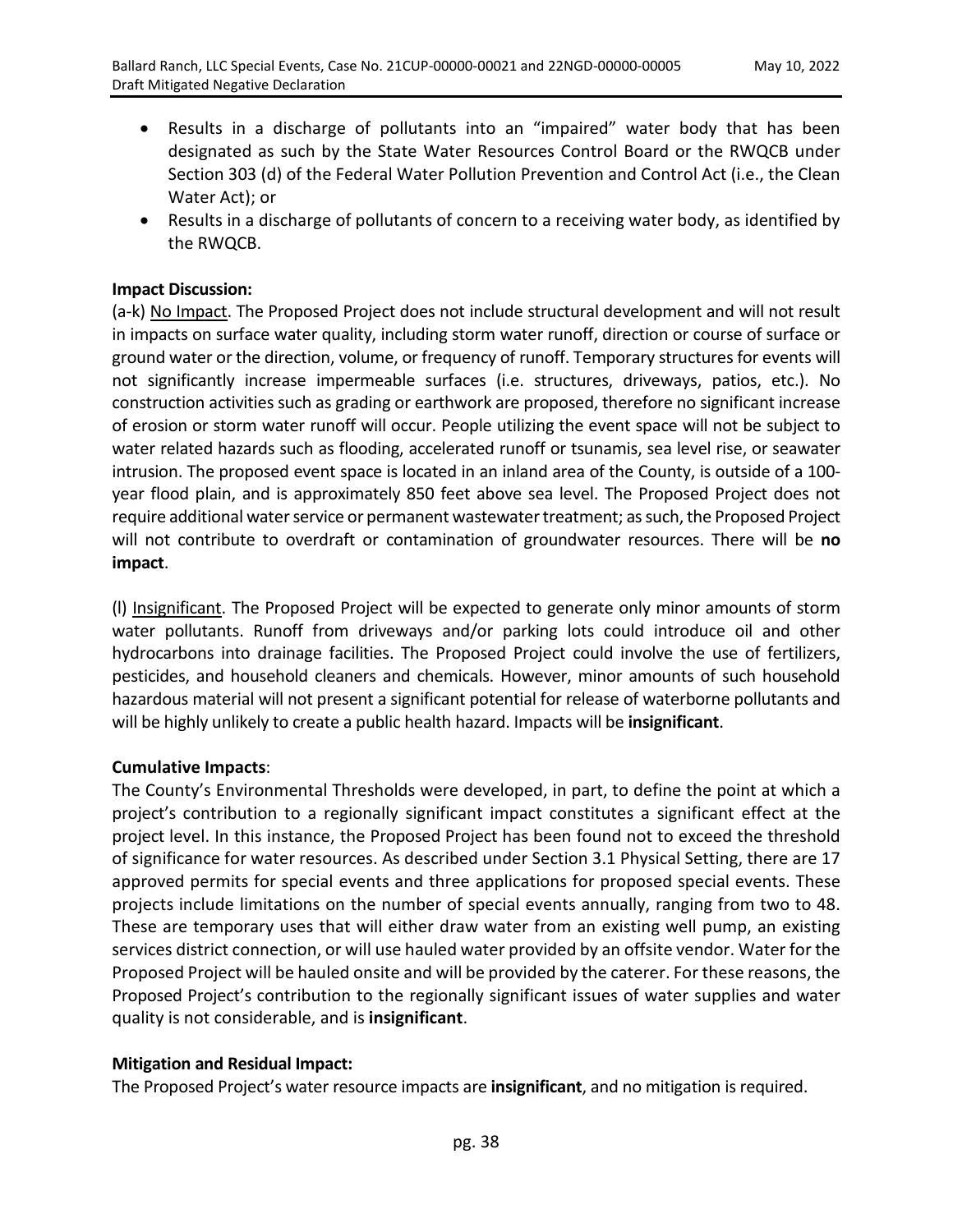- Results in a discharge of pollutants into an "impaired" water body that has been designated as such by the State Water Resources Control Board or the RWQCB under Section 303 (d) of the Federal Water Pollution Prevention and Control Act (i.e., the Clean Water Act); or
- Results in a discharge of pollutants of concern to a receiving water body, as identified by the RWQCB.

**Impact Discussion:**

(a-k) No Impact. The Proposed Project does not include structural development and will not result in impacts on surface water quality, including storm water runoff, direction or course of surface or ground water or the direction, volume, or frequency of runoff. Temporary structures for events will not significantly increase impermeable surfaces (i.e. structures, driveways, patios, etc.). No construction activities such as grading or earthwork are proposed, therefore no significant increase of erosion or storm water runoff will occur. People utilizing the event space will not be subject to water related hazards such as flooding, accelerated runoff or tsunamis, sea level rise, or seawater intrusion. The proposed event space is located in an inland area of the County, is outside of a 100-year flood plain, and is approximately 850 feet above sea level. The Proposed Project does not require additional water service or permanent wastewater treatment; as such, the Proposed Project will not contribute to overdraft or contamination of groundwater resources. There will be **no impact**.

(l) Insignificant. The Proposed Project will be expected to generate only minor amounts of storm water pollutants. Runoff from driveways and/or parking lots could introduce oil and other hydrocarbons into drainage facilities. The Proposed Project could involve the use of fertilizers, pesticides, and household cleaners and chemicals. However, minor amounts of such household hazardous material will not present a significant potential for release of waterborne pollutants and will be highly unlikely to create a public health hazard. Impacts will be **insignificant**.

**Cumulative Impacts**:

The County's Environmental Thresholds were developed, in part, to define the point at which a project's contribution to a regionally significant impact constitutes a significant effect at the project level. In this instance, the Proposed Project has been found not to exceed the threshold of significance for water resources. As described under Section 3.1 Physical Setting, there are 17 approved permits for special events and three applications for proposed special events. These projects include limitations on the number of special events annually, ranging from two to 48. These are temporary uses that will either draw water from an existing well pump, an existing services district connection, or will use hauled water provided by an offsite vendor. Water for the Proposed Project will be hauled onsite and will be provided by the caterer. For these reasons, the Proposed Project's contribution to the regionally significant issues of water supplies and water quality is not considerable, and is **insignificant**.

**Mitigation and Residual Impact:**

The Proposed Project's water resource impacts are **insignificant**, and no mitigation is required.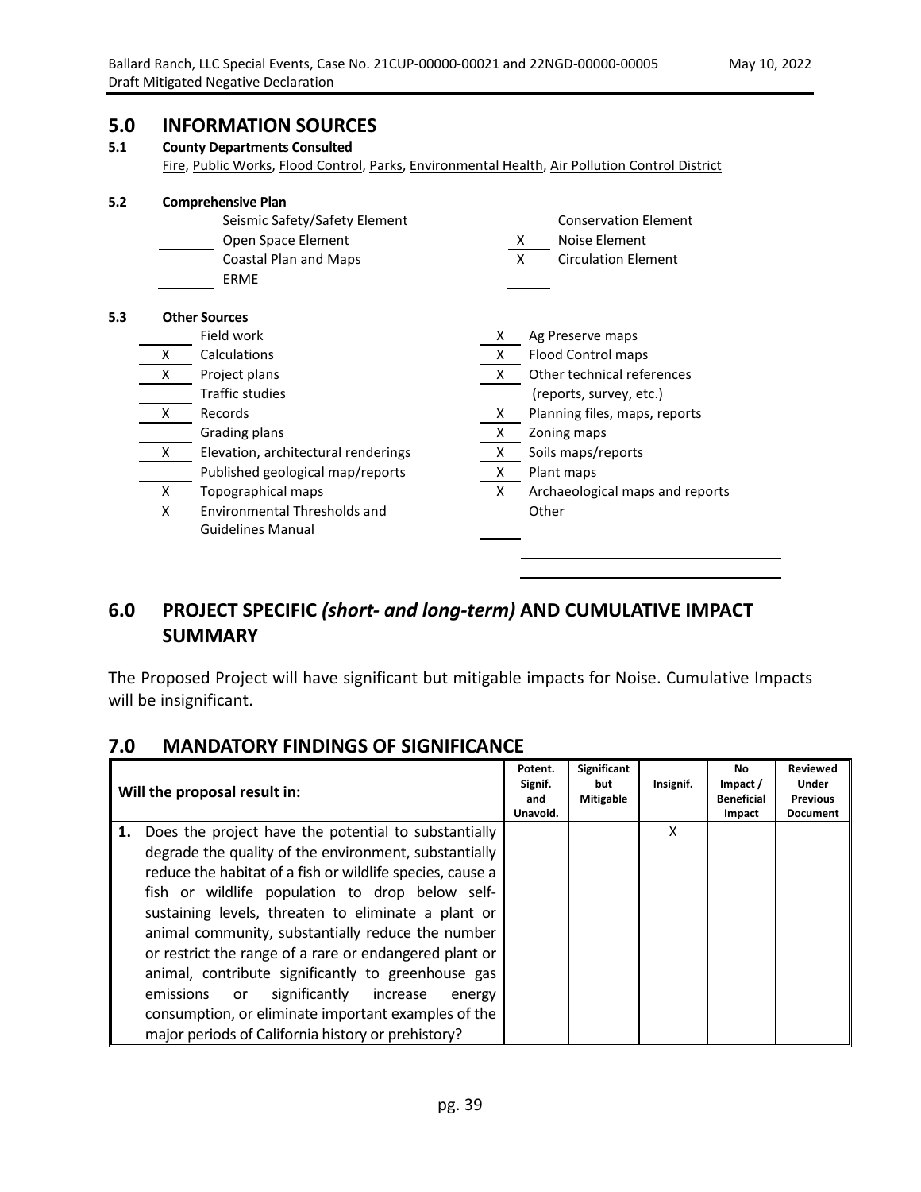## 5.0 INFORMATION SOURCES

### 5.1 County Departments Consulted

Fire, Public Works, Flood Control, Parks, Environmental Health, Air Pollution Control District

### 5.2 Comprehensive Plan

| | | | |
|---|---|---|---|
| | Seismic Safety/Safety Element | | Conservation Element |
| | Open Space Element | X | Noise Element |
| | Coastal Plan and Maps | X | Circulation Element |
| | ERME | | |

### 5.3 Other Sources

| | | | |
|---|---|---|---|
| | Field work | X | Ag Preserve maps |
| X | Calculations | X | Flood Control maps |
| X | Project plans | X | Other technical references (reports, survey, etc.) |
| | Traffic studies | | |
| X | Records | X | Planning files, maps, reports |
| | Grading plans | X | Zoning maps |
| X | Elevation, architectural renderings | X | Soils maps/reports |
| | Published geological map/reports | X | Plant maps |
| X | Topographical maps | X | Archaeological maps and reports |
| X | Environmental Thresholds and Guidelines Manual | | Other |

## 6.0 PROJECT SPECIFIC *(short- and long-term)* AND CUMULATIVE IMPACT SUMMARY

The Proposed Project will have significant but mitigable impacts for Noise. Cumulative Impacts will be insignificant.

## 7.0 MANDATORY FINDINGS OF SIGNIFICANCE

| Will the proposal result in: | Potent. Signif. and Unavoid. | Significant but Mitigable | Insignif. | No Impact / Beneficial Impact | Reviewed Under Previous Document |
|---|---|---|---|---|---|
| **1.** Does the project have the potential to substantially degrade the quality of the environment, substantially reduce the habitat of a fish or wildlife species, cause a fish or wildlife population to drop below self-sustaining levels, threaten to eliminate a plant or animal community, substantially reduce the number or restrict the range of a rare or endangered plant or animal, contribute significantly to greenhouse gas emissions or significantly increase energy consumption, or eliminate important examples of the major periods of California history or prehistory? | | | X | | |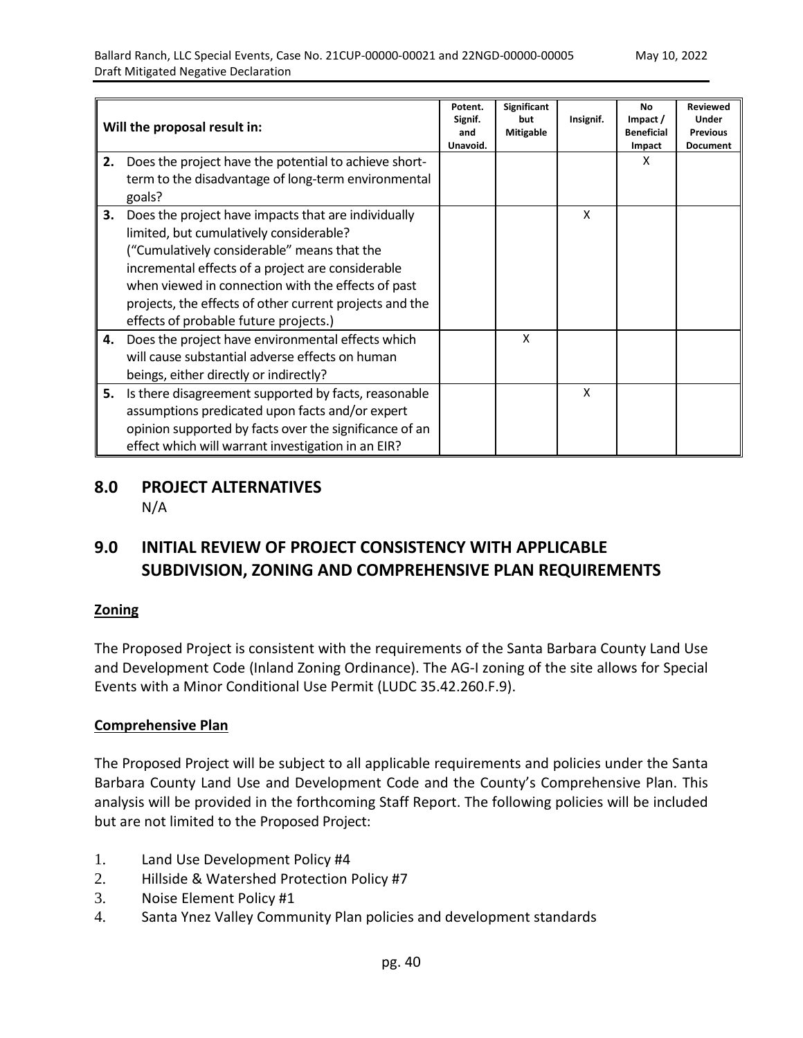| Will the proposal result in: | Potent. Signif. and Unavoid. | Significant but Mitigable | Insignif. | No Impact / Beneficial Impact | Reviewed Under Previous Document |
|---|---|---|---|---|---|
| **2.** Does the project have the potential to achieve short-term to the disadvantage of long-term environmental goals? | | | | X | |
| **3.** Does the project have impacts that are individually limited, but cumulatively considerable? ("Cumulatively considerable" means that the incremental effects of a project are considerable when viewed in connection with the effects of past projects, the effects of other current projects and the effects of probable future projects.) | | | X | | |
| **4.** Does the project have environmental effects which will cause substantial adverse effects on human beings, either directly or indirectly? | | X | | | |
| **5.** Is there disagreement supported by facts, reasonable assumptions predicated upon facts and/or expert opinion supported by facts over the significance of an effect which will warrant investigation in an EIR? | | | X | | |

## 8.0 PROJECT ALTERNATIVES

N/A

## 9.0 INITIAL REVIEW OF PROJECT CONSISTENCY WITH APPLICABLE SUBDIVISION, ZONING AND COMPREHENSIVE PLAN REQUIREMENTS

**Zoning**

The Proposed Project is consistent with the requirements of the Santa Barbara County Land Use and Development Code (Inland Zoning Ordinance). The AG-I zoning of the site allows for Special Events with a Minor Conditional Use Permit (LUDC 35.42.260.F.9).

**Comprehensive Plan**

The Proposed Project will be subject to all applicable requirements and policies under the Santa Barbara County Land Use and Development Code and the County's Comprehensive Plan. This analysis will be provided in the forthcoming Staff Report. The following policies will be included but are not limited to the Proposed Project:

1. Land Use Development Policy #4
2. Hillside & Watershed Protection Policy #7
3. Noise Element Policy #1
4. Santa Ynez Valley Community Plan policies and development standards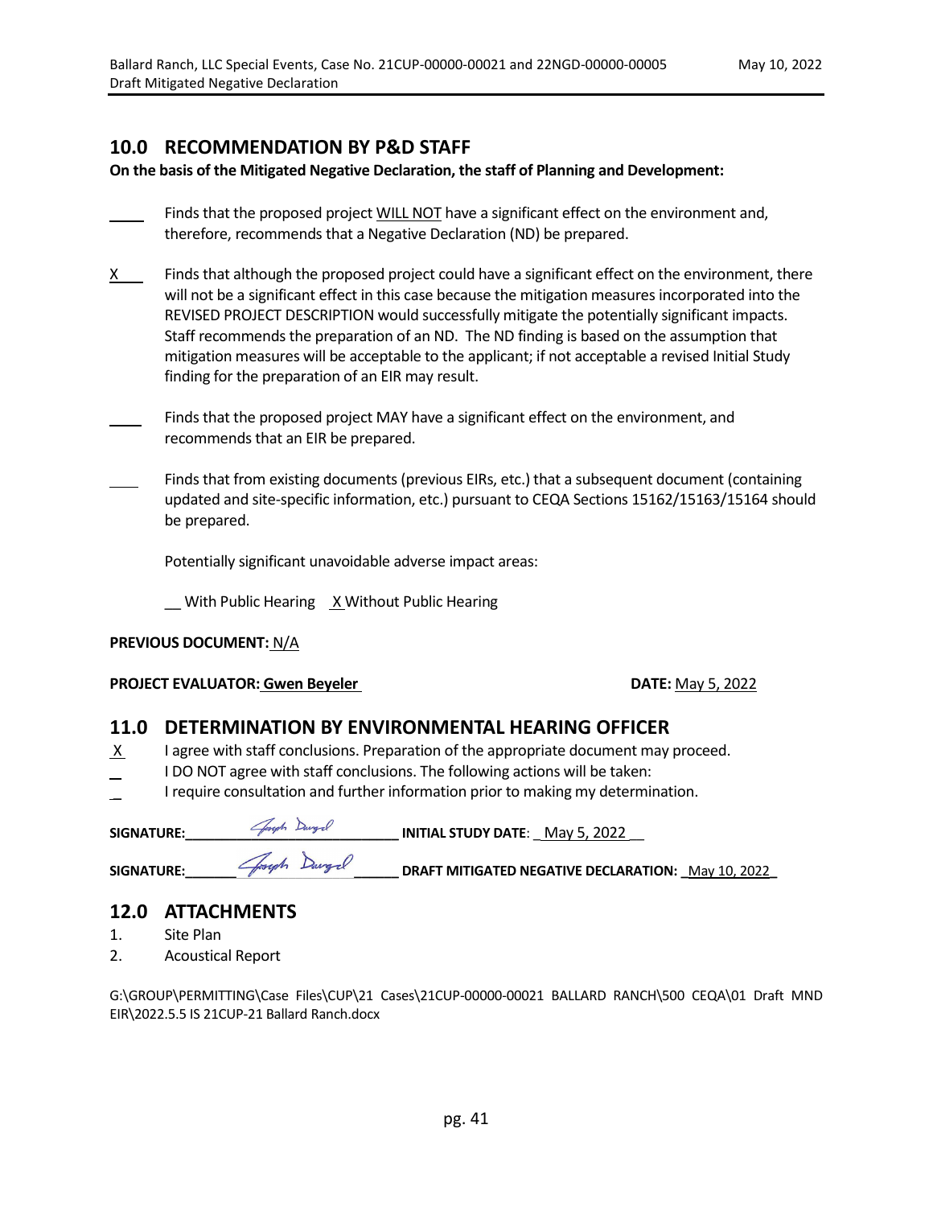## 10.0 RECOMMENDATION BY P&D STAFF

**On the basis of the Mitigated Negative Declaration, the staff of Planning and Development:**

____ Finds that the proposed project WILL NOT have a significant effect on the environment and, therefore, recommends that a Negative Declaration (ND) be prepared.

X ___ Finds that although the proposed project could have a significant effect on the environment, there will not be a significant effect in this case because the mitigation measures incorporated into the REVISED PROJECT DESCRIPTION would successfully mitigate the potentially significant impacts. Staff recommends the preparation of an ND. The ND finding is based on the assumption that mitigation measures will be acceptable to the applicant; if not acceptable a revised Initial Study finding for the preparation of an EIR may result.

____ Finds that the proposed project MAY have a significant effect on the environment, and recommends that an EIR be prepared.

____ Finds that from existing documents (previous EIRs, etc.) that a subsequent document (containing updated and site-specific information, etc.) pursuant to CEQA Sections 15162/15163/15164 should be prepared.

Potentially significant unavoidable adverse impact areas:

__ With Public Hearing  X Without Public Hearing

**PREVIOUS DOCUMENT:** N/A

**PROJECT EVALUATOR: Gwen Beyeler** **DATE:** May 5, 2022

## 11.0 DETERMINATION BY ENVIRONMENTAL HEARING OFFICER

X I agree with staff conclusions. Preparation of the appropriate document may proceed.

_ I DO NOT agree with staff conclusions. The following actions will be taken:

_ I require consultation and further information prior to making my determination.

**SIGNATURE:** Joseph Dargel **INITIAL STUDY DATE**: May 5, 2022

**SIGNATURE:** Joseph Dargel **DRAFT MITIGATED NEGATIVE DECLARATION:** May 10, 2022

## 12.0 ATTACHMENTS

1. Site Plan
2. Acoustical Report

G:\GROUP\PERMITTING\Case Files\CUP\21 Cases\21CUP-00000-00021 BALLARD RANCH\500 CEQA\01 Draft MND EIR\2022.5.5 IS 21CUP-21 Ballard Ranch.docx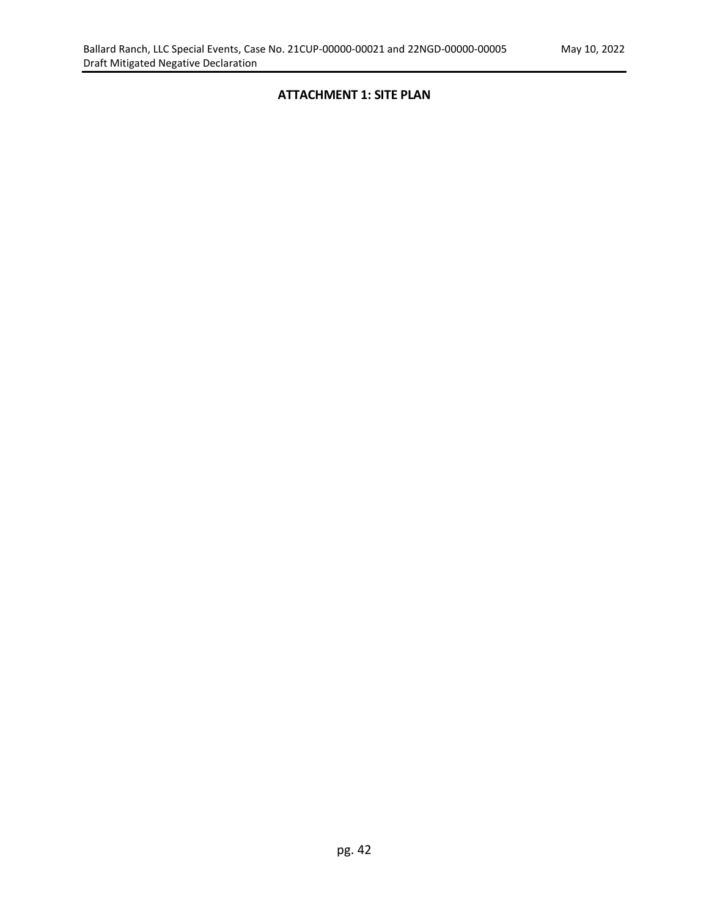## ATTACHMENT 1: SITE PLAN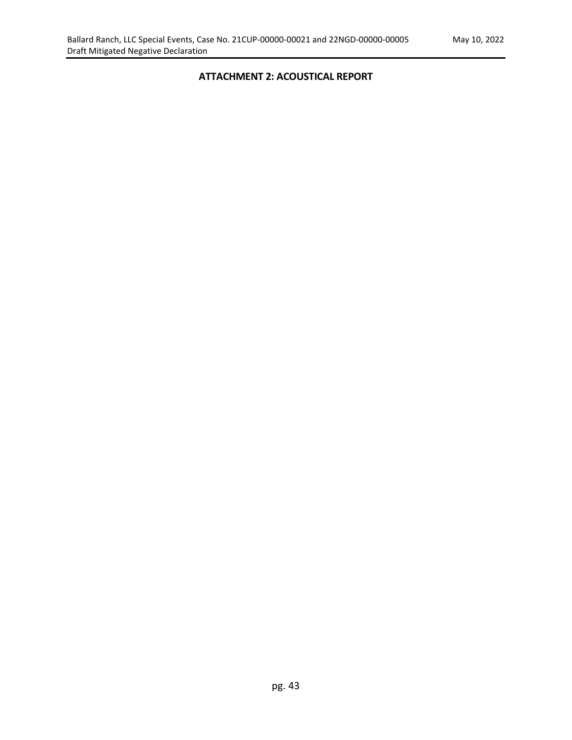## ATTACHMENT 2: ACOUSTICAL REPORT